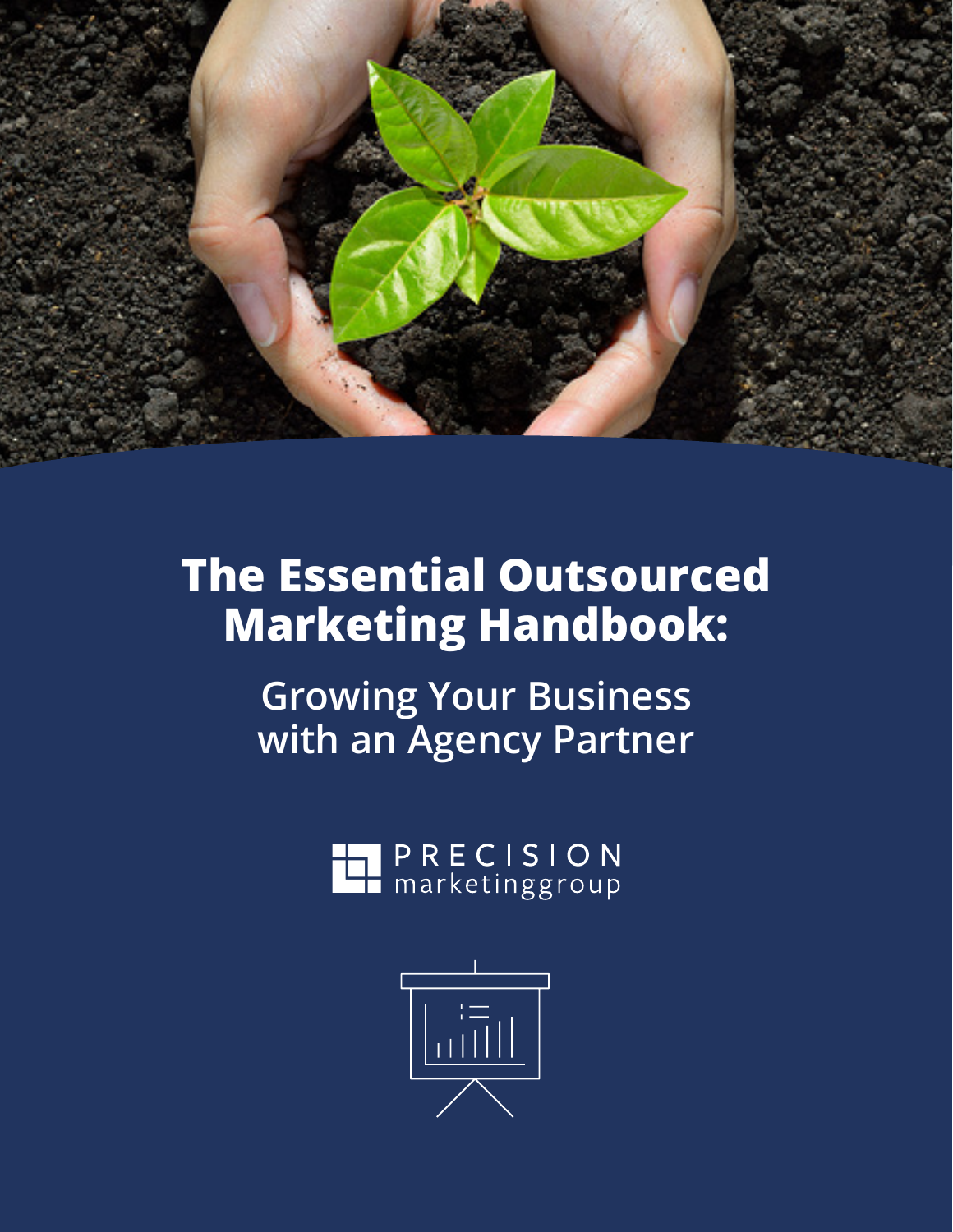# The Essential Outsourced Marketing Handbook:

## Growing Your Business with an Agency Partner

PRECISION marketinggroup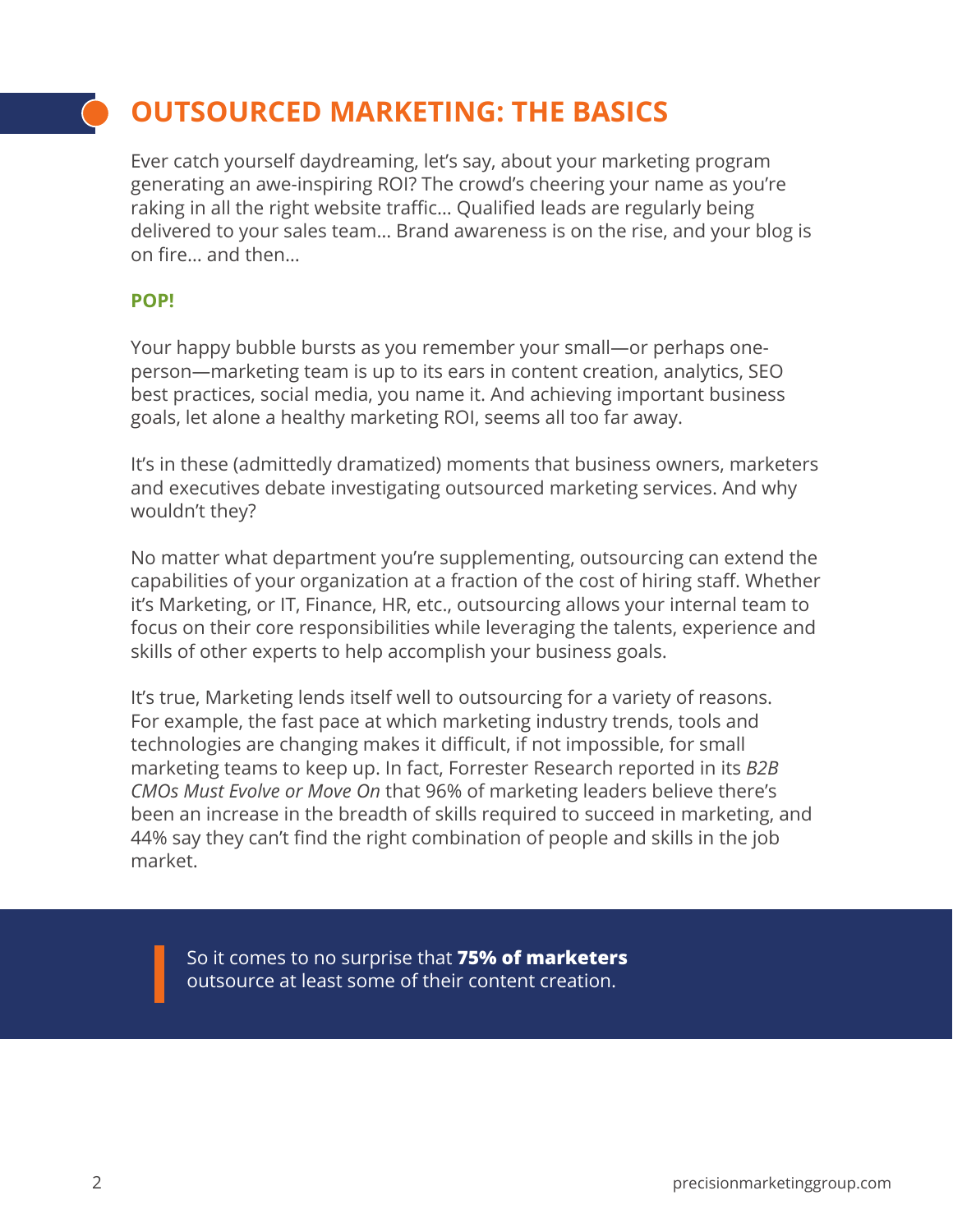# OUTSOURCED MARKETING: THE BASICS

Ever catch yourself daydreaming, let's say, about your marketing program generating an awe-inspiring ROI? The crowd's cheering your name as you're raking in all the right website traffic... Qualified leads are regularly being delivered to your sales team... Brand awareness is on the rise, and your blog is on fire... and then...

**POP!**

Your happy bubble bursts as you remember your small—or perhaps one-person—marketing team is up to its ears in content creation, analytics, SEO best practices, social media, you name it. And achieving important business goals, let alone a healthy marketing ROI, seems all too far away.

It's in these (admittedly dramatized) moments that business owners, marketers and executives debate investigating outsourced marketing services. And why wouldn't they?

No matter what department you're supplementing, outsourcing can extend the capabilities of your organization at a fraction of the cost of hiring staff. Whether it's Marketing, or IT, Finance, HR, etc., outsourcing allows your internal team to focus on their core responsibilities while leveraging the talents, experience and skills of other experts to help accomplish your business goals.

It's true, Marketing lends itself well to outsourcing for a variety of reasons. For example, the fast pace at which marketing industry trends, tools and technologies are changing makes it difficult, if not impossible, for small marketing teams to keep up. In fact, Forrester Research reported in its *B2B CMOs Must Evolve or Move On* that 96% of marketing leaders believe there's been an increase in the breadth of skills required to succeed in marketing, and 44% say they can't find the right combination of people and skills in the job market.

> So it comes to no surprise that **75% of marketers** outsource at least some of their content creation.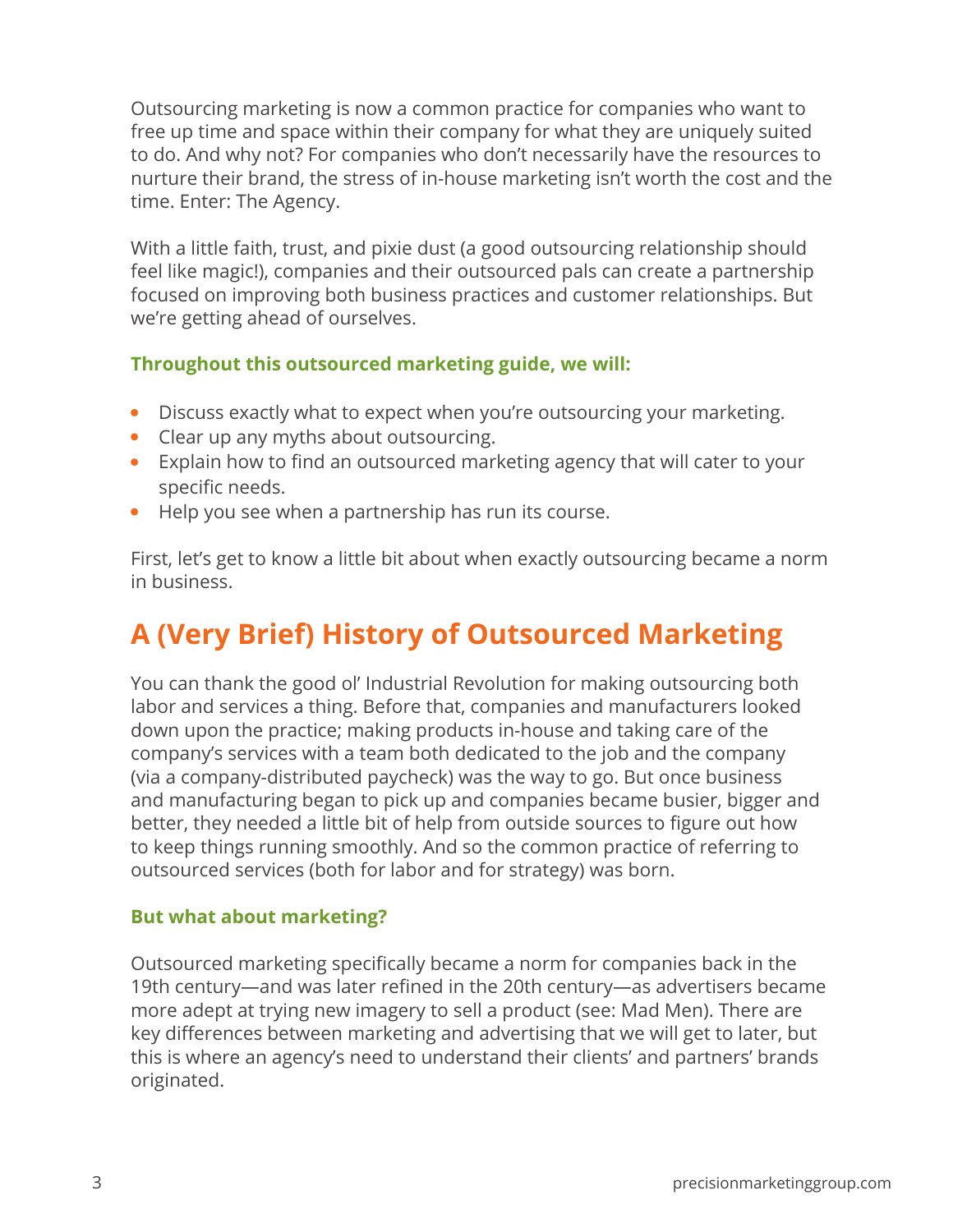Outsourcing marketing is now a common practice for companies who want to free up time and space within their company for what they are uniquely suited to do. And why not? For companies who don't necessarily have the resources to nurture their brand, the stress of in-house marketing isn't worth the cost and the time. Enter: The Agency.

With a little faith, trust, and pixie dust (a good outsourcing relationship should feel like magic!), companies and their outsourced pals can create a partnership focused on improving both business practices and customer relationships. But we're getting ahead of ourselves.

### Throughout this outsourced marketing guide, we will:

- Discuss exactly what to expect when you're outsourcing your marketing.
- Clear up any myths about outsourcing.
- Explain how to find an outsourced marketing agency that will cater to your specific needs.
- Help you see when a partnership has run its course.

First, let's get to know a little bit about when exactly outsourcing became a norm in business.

## A (Very Brief) History of Outsourced Marketing

You can thank the good ol' Industrial Revolution for making outsourcing both labor and services a thing. Before that, companies and manufacturers looked down upon the practice; making products in-house and taking care of the company's services with a team both dedicated to the job and the company (via a company-distributed paycheck) was the way to go. But once business and manufacturing began to pick up and companies became busier, bigger and better, they needed a little bit of help from outside sources to figure out how to keep things running smoothly. And so the common practice of referring to outsourced services (both for labor and for strategy) was born.

### But what about marketing?

Outsourced marketing specifically became a norm for companies back in the 19th century—and was later refined in the 20th century—as advertisers became more adept at trying new imagery to sell a product (see: Mad Men). There are key differences between marketing and advertising that we will get to later, but this is where an agency's need to understand their clients' and partners' brands originated.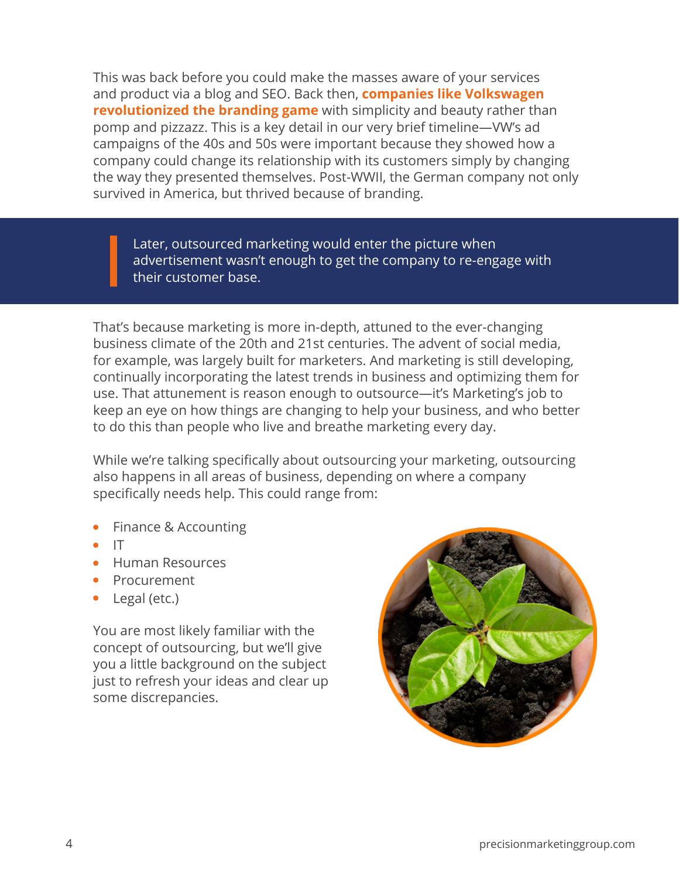This was back before you could make the masses aware of your services and product via a blog and SEO. Back then, **companies like Volkswagen revolutionized the branding game** with simplicity and beauty rather than pomp and pizzazz. This is a key detail in our very brief timeline—VW's ad campaigns of the 40s and 50s were important because they showed how a company could change its relationship with its customers simply by changing the way they presented themselves. Post-WWII, the German company not only survived in America, but thrived because of branding.

> Later, outsourced marketing would enter the picture when advertisement wasn't enough to get the company to re-engage with their customer base.

That's because marketing is more in-depth, attuned to the ever-changing business climate of the 20th and 21st centuries. The advent of social media, for example, was largely built for marketers. And marketing is still developing, continually incorporating the latest trends in business and optimizing them for use. That attunement is reason enough to outsource—it's Marketing's job to keep an eye on how things are changing to help your business, and who better to do this than people who live and breathe marketing every day.

While we're talking specifically about outsourcing your marketing, outsourcing also happens in all areas of business, depending on where a company specifically needs help. This could range from:

- Finance & Accounting
- IT
- Human Resources
- Procurement
- Legal (etc.)

You are most likely familiar with the concept of outsourcing, but we'll give you a little background on the subject just to refresh your ideas and clear up some discrepancies.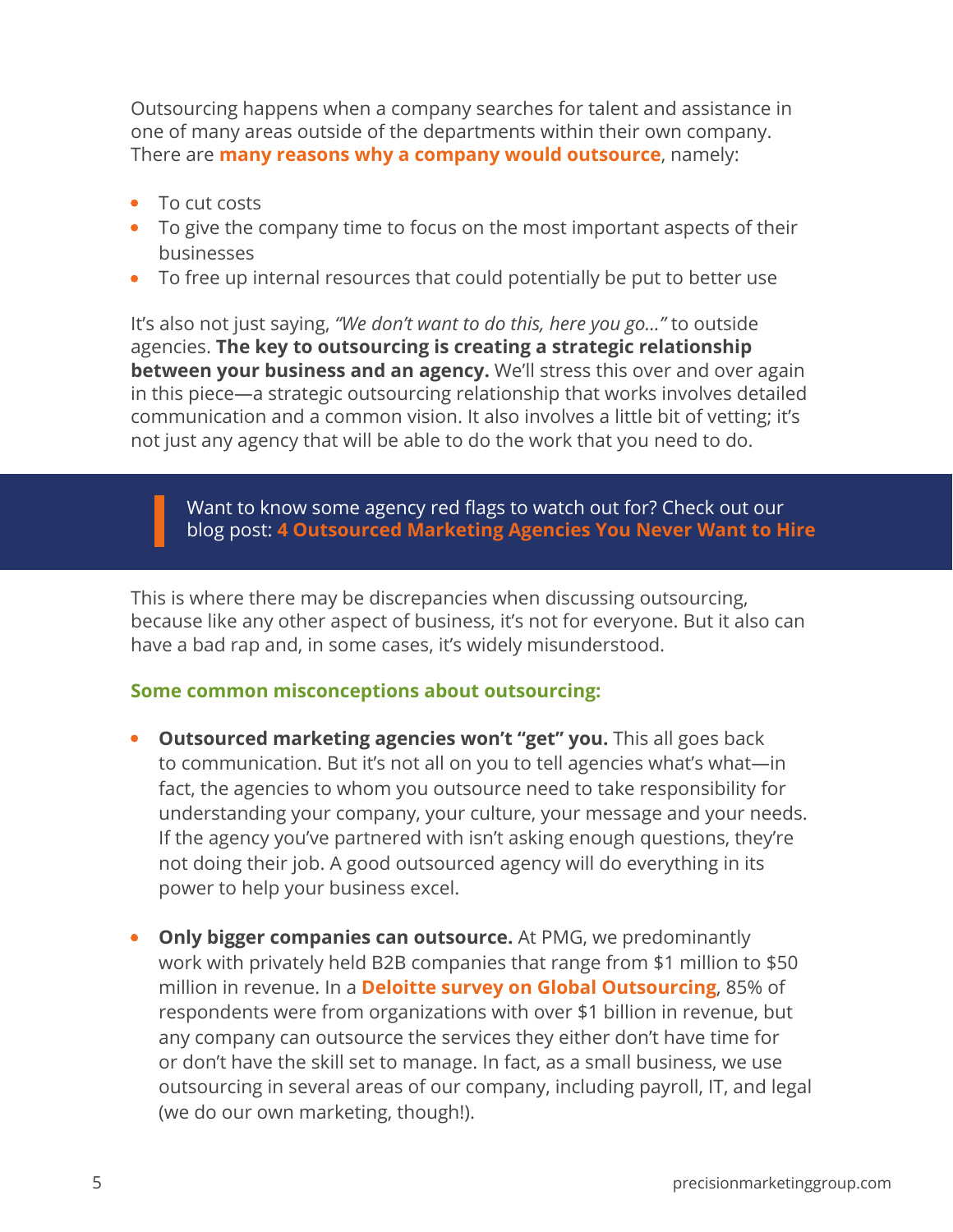Outsourcing happens when a company searches for talent and assistance in one of many areas outside of the departments within their own company. There are **many reasons why a company would outsource**, namely:

- To cut costs
- To give the company time to focus on the most important aspects of their businesses
- To free up internal resources that could potentially be put to better use

It's also not just saying, *"We don't want to do this, here you go..."* to outside agencies. **The key to outsourcing is creating a strategic relationship between your business and an agency.** We'll stress this over and over again in this piece—a strategic outsourcing relationship that works involves detailed communication and a common vision. It also involves a little bit of vetting; it's not just any agency that will be able to do the work that you need to do.

> Want to know some agency red flags to watch out for? Check out our blog post: **4 Outsourced Marketing Agencies You Never Want to Hire**

This is where there may be discrepancies when discussing outsourcing, because like any other aspect of business, it's not for everyone. But it also can have a bad rap and, in some cases, it's widely misunderstood.

**Some common misconceptions about outsourcing:**

- **Outsourced marketing agencies won't "get" you.** This all goes back to communication. But it's not all on you to tell agencies what's what—in fact, the agencies to whom you outsource need to take responsibility for understanding your company, your culture, your message and your needs. If the agency you've partnered with isn't asking enough questions, they're not doing their job. A good outsourced agency will do everything in its power to help your business excel.

- **Only bigger companies can outsource.** At PMG, we predominantly work with privately held B2B companies that range from $1 million to $50 million in revenue. In a **Deloitte survey on Global Outsourcing**, 85% of respondents were from organizations with over $1 billion in revenue, but any company can outsource the services they either don't have time for or don't have the skill set to manage. In fact, as a small business, we use outsourcing in several areas of our company, including payroll, IT, and legal (we do our own marketing, though!).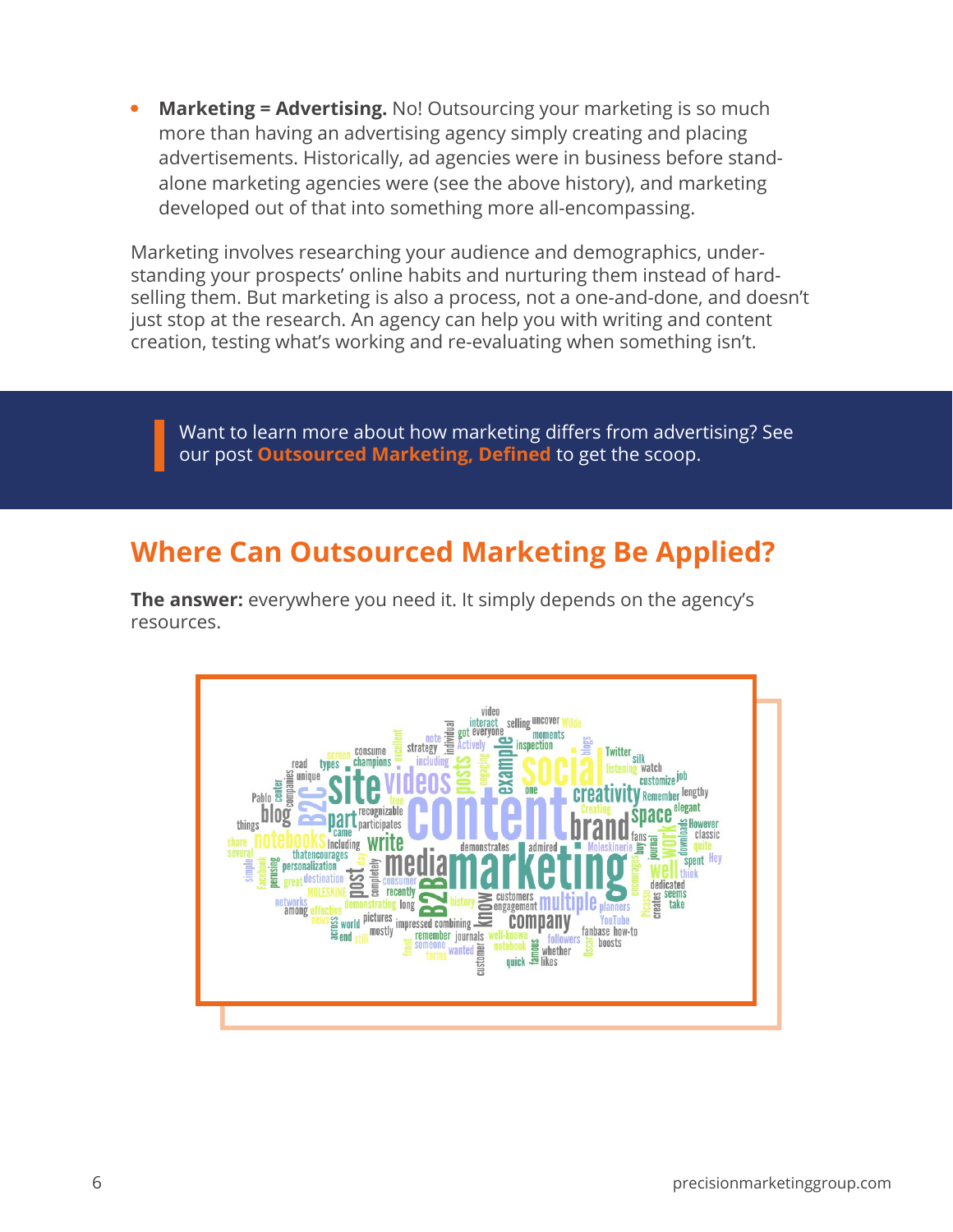- **Marketing = Advertising.** No! Outsourcing your marketing is so much more than having an advertising agency simply creating and placing advertisements. Historically, ad agencies were in business before stand-alone marketing agencies were (see the above history), and marketing developed out of that into something more all-encompassing.

Marketing involves researching your audience and demographics, understanding your prospects' online habits and nurturing them instead of hard-selling them. But marketing is also a process, not a one-and-done, and doesn't just stop at the research. An agency can help you with writing and content creation, testing what's working and re-evaluating when something isn't.

> Want to learn more about how marketing differs from advertising? See our post **Outsourced Marketing, Defined** to get the scoop.

## Where Can Outsourced Marketing Be Applied?

**The answer:** everywhere you need it. It simply depends on the agency's resources.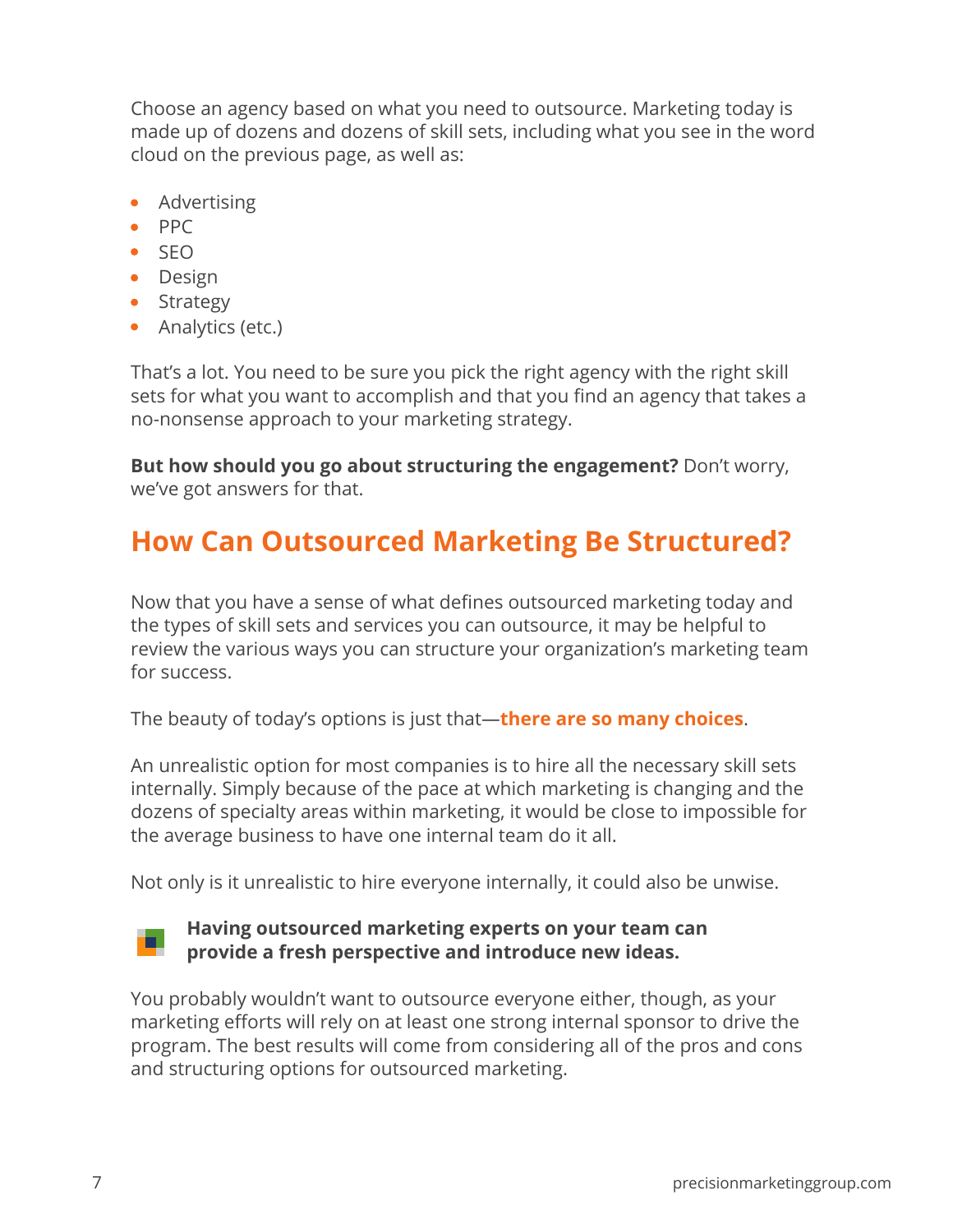Choose an agency based on what you need to outsource. Marketing today is made up of dozens and dozens of skill sets, including what you see in the word cloud on the previous page, as well as:

- Advertising
- PPC
- SEO
- Design
- Strategy
- Analytics (etc.)

That's a lot. You need to be sure you pick the right agency with the right skill sets for what you want to accomplish and that you find an agency that takes a no-nonsense approach to your marketing strategy.

**But how should you go about structuring the engagement?** Don't worry, we've got answers for that.

## How Can Outsourced Marketing Be Structured?

Now that you have a sense of what defines outsourced marketing today and the types of skill sets and services you can outsource, it may be helpful to review the various ways you can structure your organization's marketing team for success.

The beauty of today's options is just that—**there are so many choices**.

An unrealistic option for most companies is to hire all the necessary skill sets internally. Simply because of the pace at which marketing is changing and the dozens of specialty areas within marketing, it would be close to impossible for the average business to have one internal team do it all.

Not only is it unrealistic to hire everyone internally, it could also be unwise.

**Having outsourced marketing experts on your team can provide a fresh perspective and introduce new ideas.**

You probably wouldn't want to outsource everyone either, though, as your marketing efforts will rely on at least one strong internal sponsor to drive the program. The best results will come from considering all of the pros and cons and structuring options for outsourced marketing.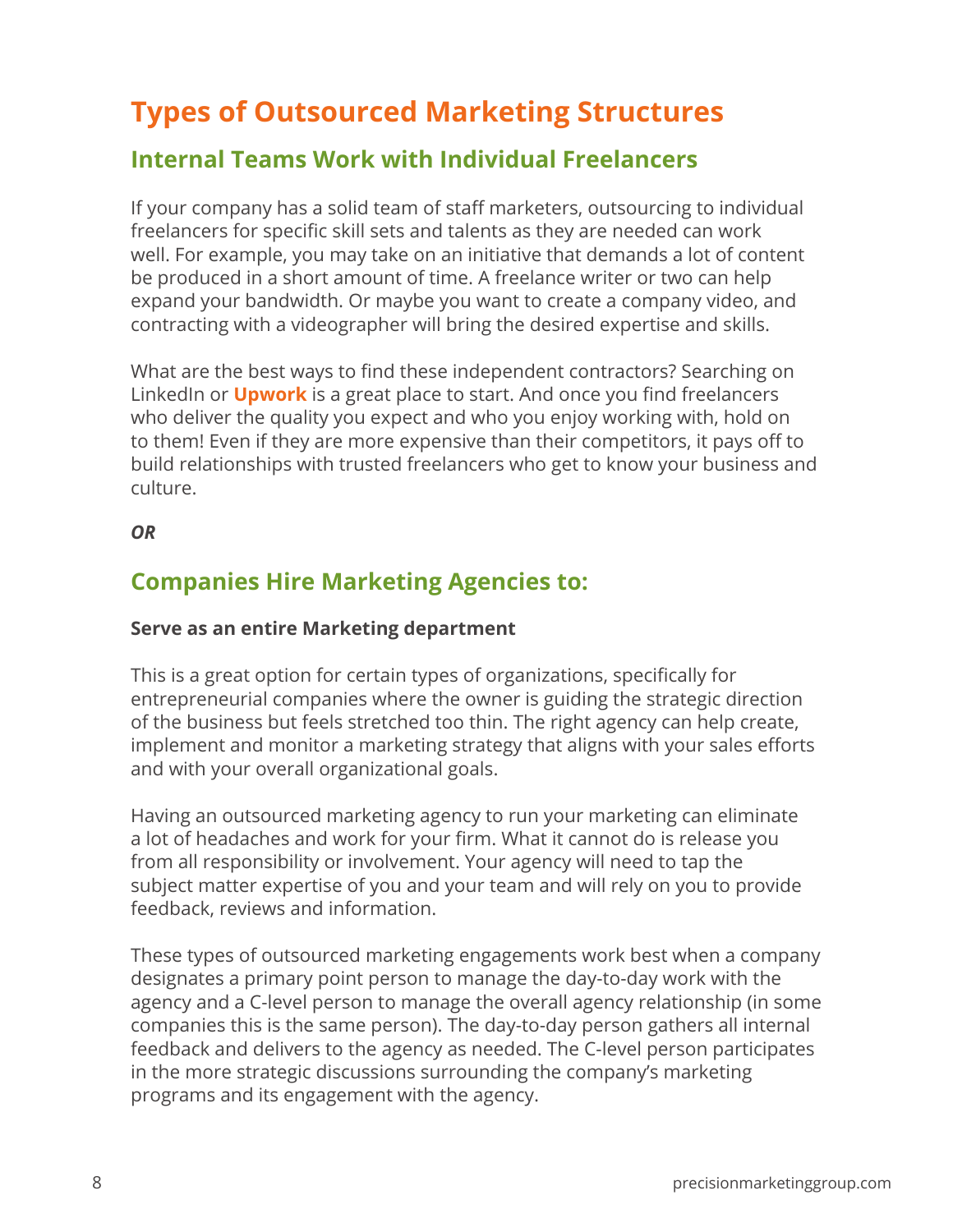# Types of Outsourced Marketing Structures

## Internal Teams Work with Individual Freelancers

If your company has a solid team of staff marketers, outsourcing to individual freelancers for specific skill sets and talents as they are needed can work well. For example, you may take on an initiative that demands a lot of content be produced in a short amount of time. A freelance writer or two can help expand your bandwidth. Or maybe you want to create a company video, and contracting with a videographer will bring the desired expertise and skills.

What are the best ways to find these independent contractors? Searching on LinkedIn or **Upwork** is a great place to start. And once you find freelancers who deliver the quality you expect and who you enjoy working with, hold on to them! Even if they are more expensive than their competitors, it pays off to build relationships with trusted freelancers who get to know your business and culture.

***OR***

## Companies Hire Marketing Agencies to:

**Serve as an entire Marketing department**

This is a great option for certain types of organizations, specifically for entrepreneurial companies where the owner is guiding the strategic direction of the business but feels stretched too thin. The right agency can help create, implement and monitor a marketing strategy that aligns with your sales efforts and with your overall organizational goals.

Having an outsourced marketing agency to run your marketing can eliminate a lot of headaches and work for your firm. What it cannot do is release you from all responsibility or involvement. Your agency will need to tap the subject matter expertise of you and your team and will rely on you to provide feedback, reviews and information.

These types of outsourced marketing engagements work best when a company designates a primary point person to manage the day-to-day work with the agency and a C-level person to manage the overall agency relationship (in some companies this is the same person). The day-to-day person gathers all internal feedback and delivers to the agency as needed. The C-level person participates in the more strategic discussions surrounding the company's marketing programs and its engagement with the agency.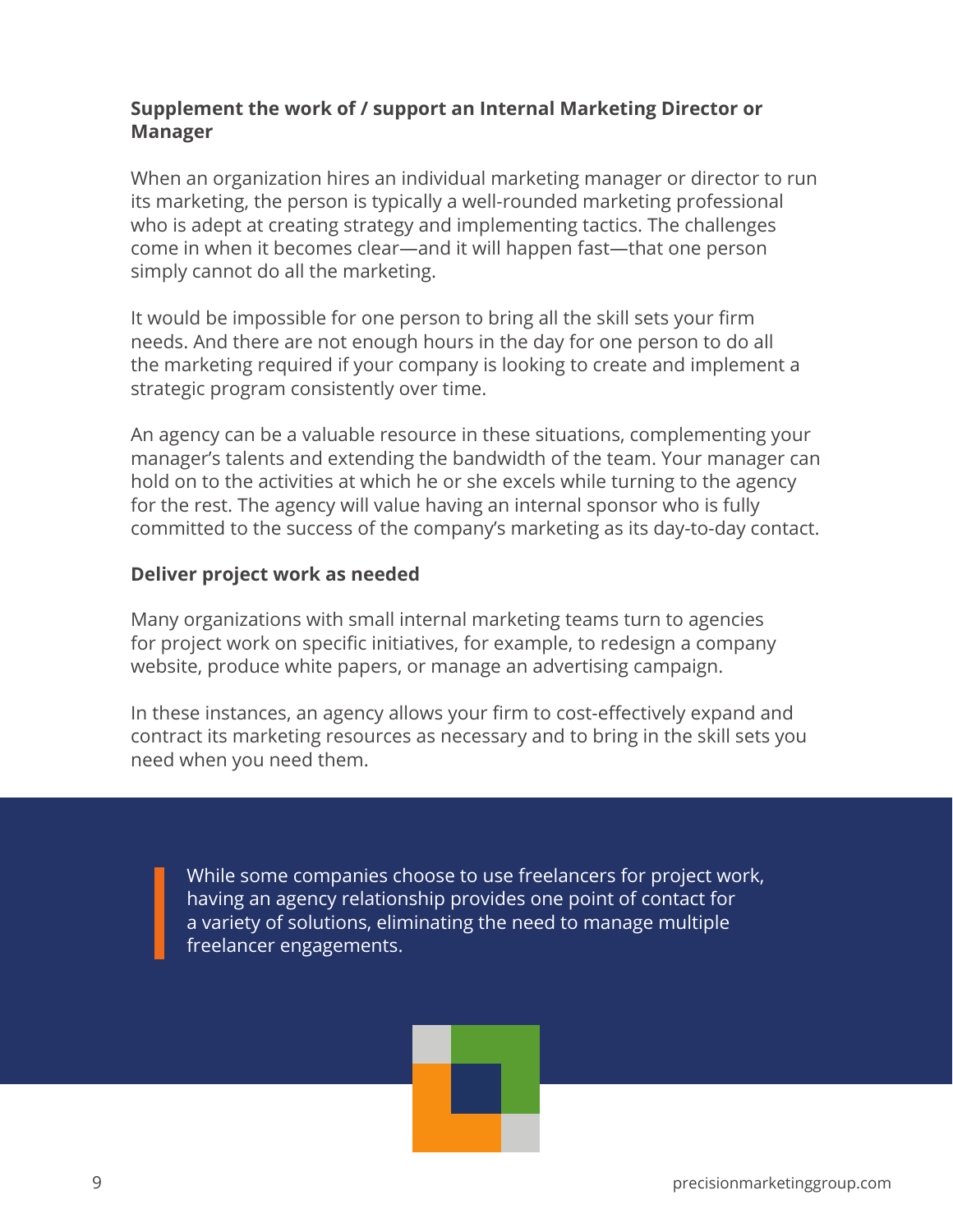**Supplement the work of / support an Internal Marketing Director or Manager**

When an organization hires an individual marketing manager or director to run its marketing, the person is typically a well-rounded marketing professional who is adept at creating strategy and implementing tactics. The challenges come in when it becomes clear—and it will happen fast—that one person simply cannot do all the marketing.

It would be impossible for one person to bring all the skill sets your firm needs. And there are not enough hours in the day for one person to do all the marketing required if your company is looking to create and implement a strategic program consistently over time.

An agency can be a valuable resource in these situations, complementing your manager's talents and extending the bandwidth of the team. Your manager can hold on to the activities at which he or she excels while turning to the agency for the rest. The agency will value having an internal sponsor who is fully committed to the success of the company's marketing as its day-to-day contact.

**Deliver project work as needed**

Many organizations with small internal marketing teams turn to agencies for project work on specific initiatives, for example, to redesign a company website, produce white papers, or manage an advertising campaign.

In these instances, an agency allows your firm to cost-effectively expand and contract its marketing resources as necessary and to bring in the skill sets you need when you need them.

> While some companies choose to use freelancers for project work, having an agency relationship provides one point of contact for a variety of solutions, eliminating the need to manage multiple freelancer engagements.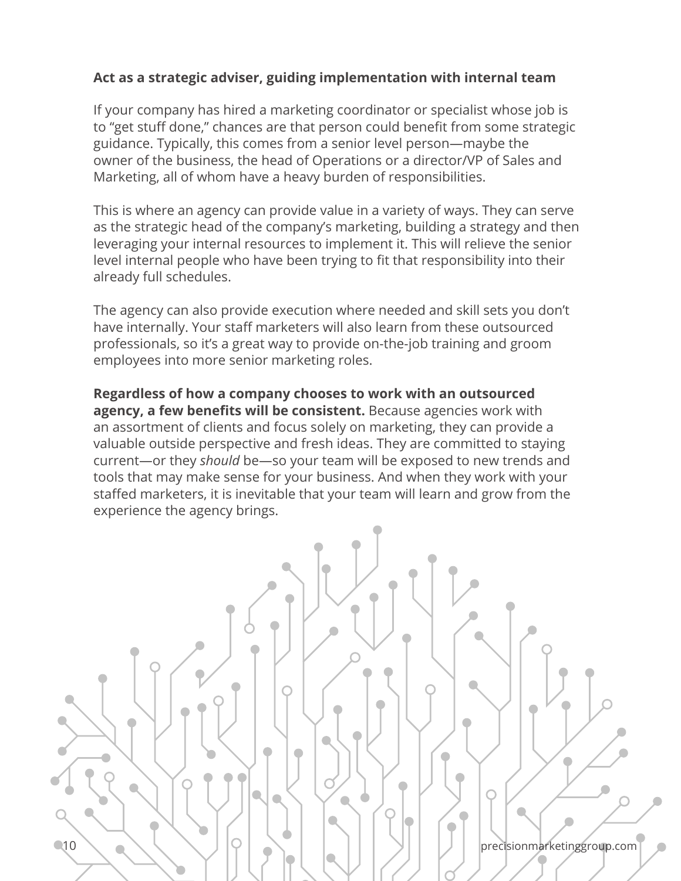**Act as a strategic adviser, guiding implementation with internal team**

If your company has hired a marketing coordinator or specialist whose job is to "get stuff done," chances are that person could benefit from some strategic guidance. Typically, this comes from a senior level person—maybe the owner of the business, the head of Operations or a director/VP of Sales and Marketing, all of whom have a heavy burden of responsibilities.

This is where an agency can provide value in a variety of ways. They can serve as the strategic head of the company's marketing, building a strategy and then leveraging your internal resources to implement it. This will relieve the senior level internal people who have been trying to fit that responsibility into their already full schedules.

The agency can also provide execution where needed and skill sets you don't have internally. Your staff marketers will also learn from these outsourced professionals, so it's a great way to provide on-the-job training and groom employees into more senior marketing roles.

**Regardless of how a company chooses to work with an outsourced agency, a few benefits will be consistent.** Because agencies work with an assortment of clients and focus solely on marketing, they can provide a valuable outside perspective and fresh ideas. They are committed to staying current—or they *should* be—so your team will be exposed to new trends and tools that may make sense for your business. And when they work with your staffed marketers, it is inevitable that your team will learn and grow from the experience the agency brings.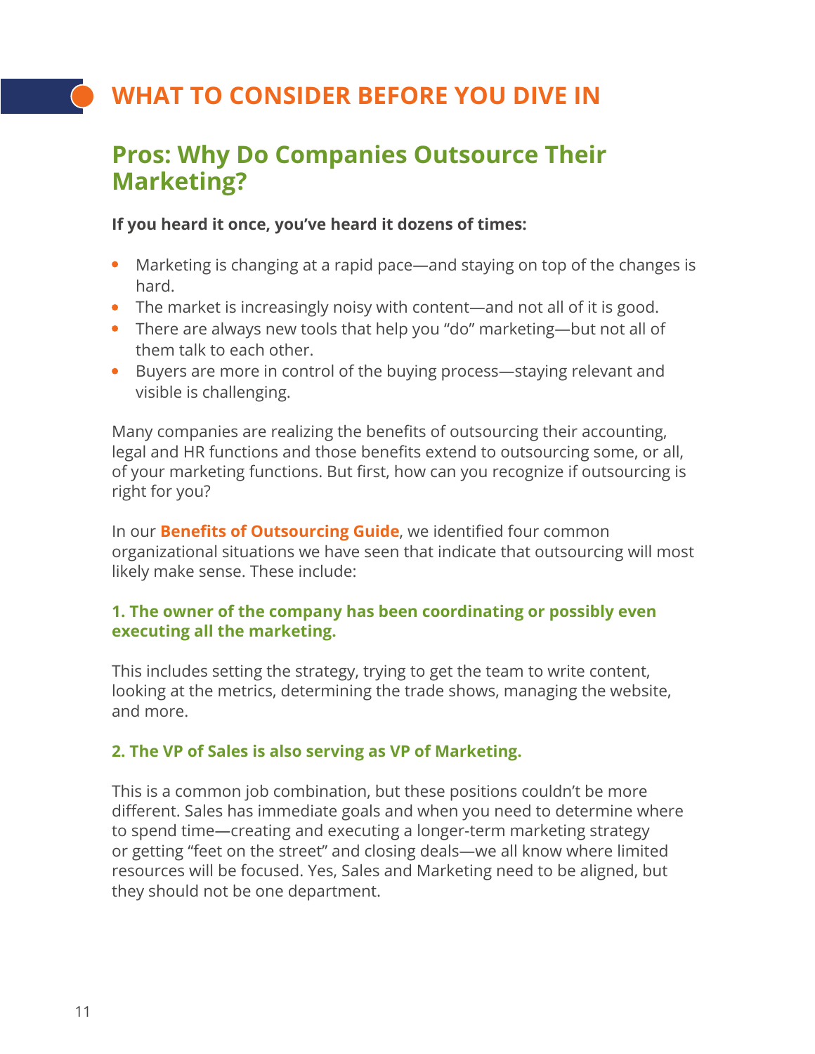# WHAT TO CONSIDER BEFORE YOU DIVE IN

## Pros: Why Do Companies Outsource Their Marketing?

**If you heard it once, you've heard it dozens of times:**

- Marketing is changing at a rapid pace—and staying on top of the changes is hard.
- The market is increasingly noisy with content—and not all of it is good.
- There are always new tools that help you "do" marketing—but not all of them talk to each other.
- Buyers are more in control of the buying process—staying relevant and visible is challenging.

Many companies are realizing the benefits of outsourcing their accounting, legal and HR functions and those benefits extend to outsourcing some, or all, of your marketing functions. But first, how can you recognize if outsourcing is right for you?

In our **Benefits of Outsourcing Guide**, we identified four common organizational situations we have seen that indicate that outsourcing will most likely make sense. These include:

### 1. The owner of the company has been coordinating or possibly even executing all the marketing.

This includes setting the strategy, trying to get the team to write content, looking at the metrics, determining the trade shows, managing the website, and more.

### 2. The VP of Sales is also serving as VP of Marketing.

This is a common job combination, but these positions couldn't be more different. Sales has immediate goals and when you need to determine where to spend time—creating and executing a longer-term marketing strategy or getting "feet on the street" and closing deals—we all know where limited resources will be focused. Yes, Sales and Marketing need to be aligned, but they should not be one department.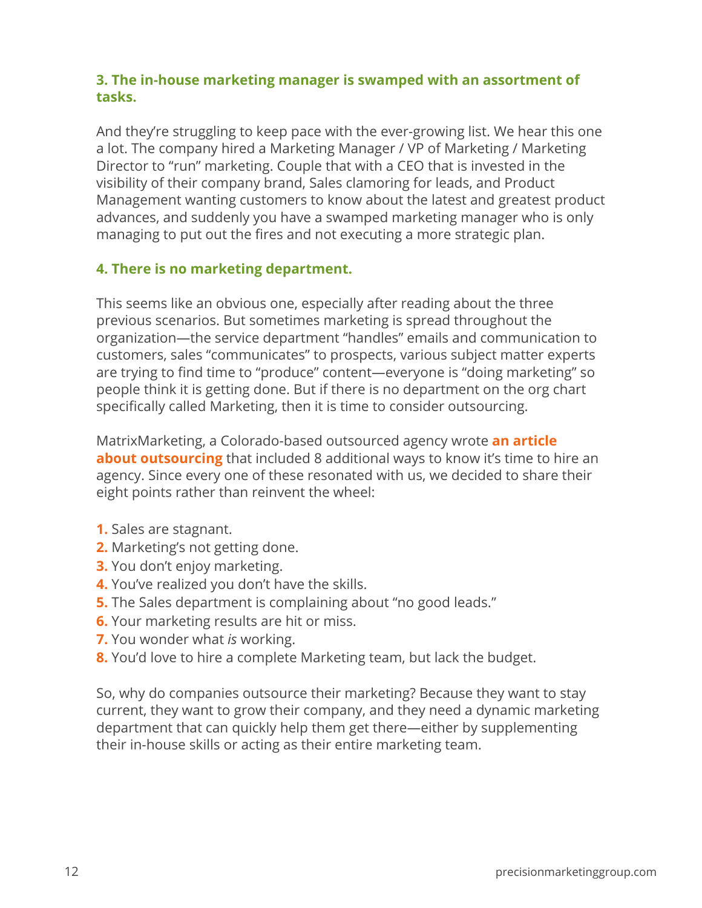### 3. The in-house marketing manager is swamped with an assortment of tasks.

And they're struggling to keep pace with the ever-growing list. We hear this one a lot. The company hired a Marketing Manager / VP of Marketing / Marketing Director to "run" marketing. Couple that with a CEO that is invested in the visibility of their company brand, Sales clamoring for leads, and Product Management wanting customers to know about the latest and greatest product advances, and suddenly you have a swamped marketing manager who is only managing to put out the fires and not executing a more strategic plan.

### 4. There is no marketing department.

This seems like an obvious one, especially after reading about the three previous scenarios. But sometimes marketing is spread throughout the organization—the service department "handles" emails and communication to customers, sales "communicates" to prospects, various subject matter experts are trying to find time to "produce" content—everyone is "doing marketing" so people think it is getting done. But if there is no department on the org chart specifically called Marketing, then it is time to consider outsourcing.

MatrixMarketing, a Colorado-based outsourced agency wrote **an article about outsourcing** that included 8 additional ways to know it's time to hire an agency. Since every one of these resonated with us, we decided to share their eight points rather than reinvent the wheel:

1. Sales are stagnant.
2. Marketing's not getting done.
3. You don't enjoy marketing.
4. You've realized you don't have the skills.
5. The Sales department is complaining about "no good leads."
6. Your marketing results are hit or miss.
7. You wonder what *is* working.
8. You'd love to hire a complete Marketing team, but lack the budget.

So, why do companies outsource their marketing? Because they want to stay current, they want to grow their company, and they need a dynamic marketing department that can quickly help them get there—either by supplementing their in-house skills or acting as their entire marketing team.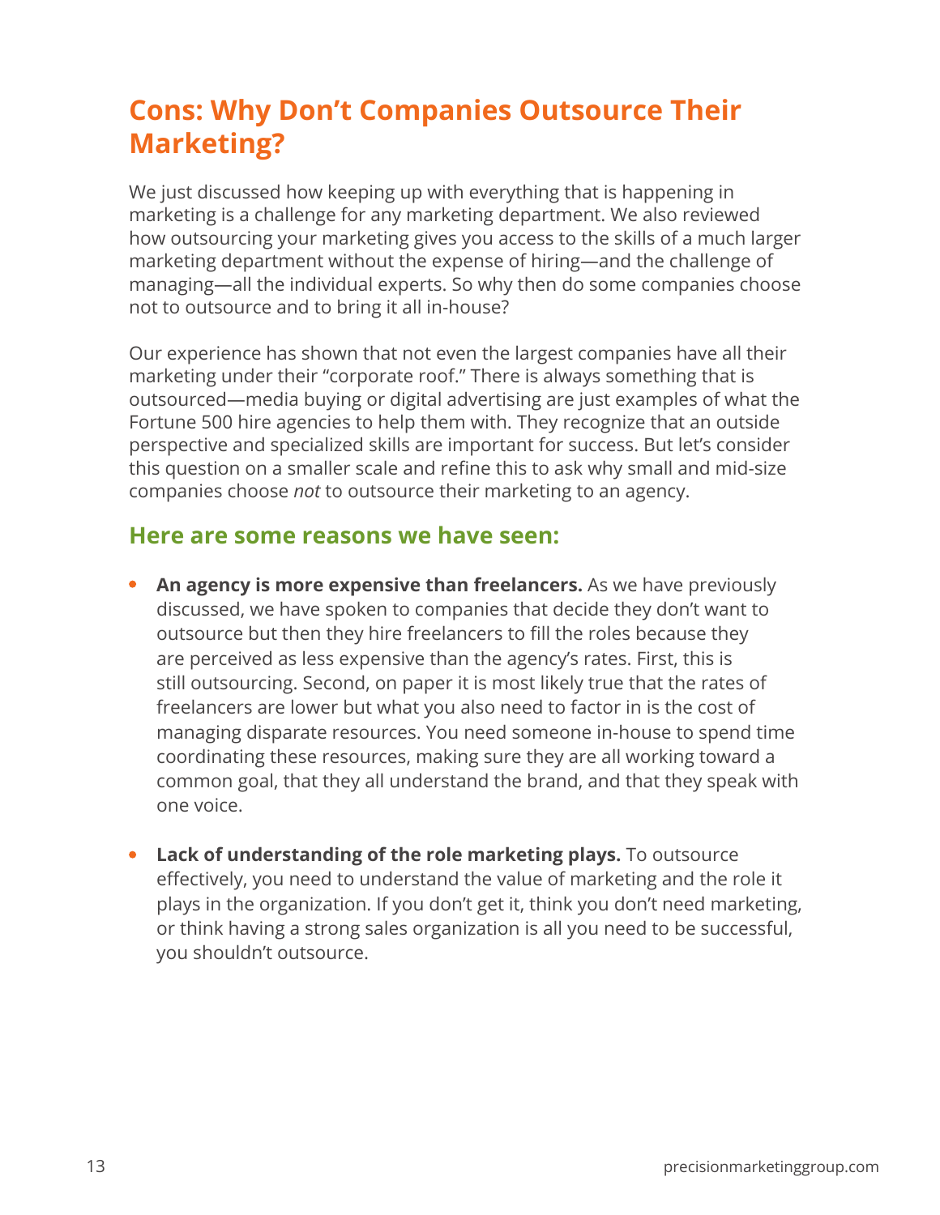## Cons: Why Don't Companies Outsource Their Marketing?

We just discussed how keeping up with everything that is happening in marketing is a challenge for any marketing department. We also reviewed how outsourcing your marketing gives you access to the skills of a much larger marketing department without the expense of hiring—and the challenge of managing—all the individual experts. So why then do some companies choose not to outsource and to bring it all in-house?

Our experience has shown that not even the largest companies have all their marketing under their "corporate roof." There is always something that is outsourced—media buying or digital advertising are just examples of what the Fortune 500 hire agencies to help them with. They recognize that an outside perspective and specialized skills are important for success. But let's consider this question on a smaller scale and refine this to ask why small and mid-size companies choose *not* to outsource their marketing to an agency.

### Here are some reasons we have seen:

- **An agency is more expensive than freelancers.** As we have previously discussed, we have spoken to companies that decide they don't want to outsource but then they hire freelancers to fill the roles because they are perceived as less expensive than the agency's rates. First, this is still outsourcing. Second, on paper it is most likely true that the rates of freelancers are lower but what you also need to factor in is the cost of managing disparate resources. You need someone in-house to spend time coordinating these resources, making sure they are all working toward a common goal, that they all understand the brand, and that they speak with one voice.

- **Lack of understanding of the role marketing plays.** To outsource effectively, you need to understand the value of marketing and the role it plays in the organization. If you don't get it, think you don't need marketing, or think having a strong sales organization is all you need to be successful, you shouldn't outsource.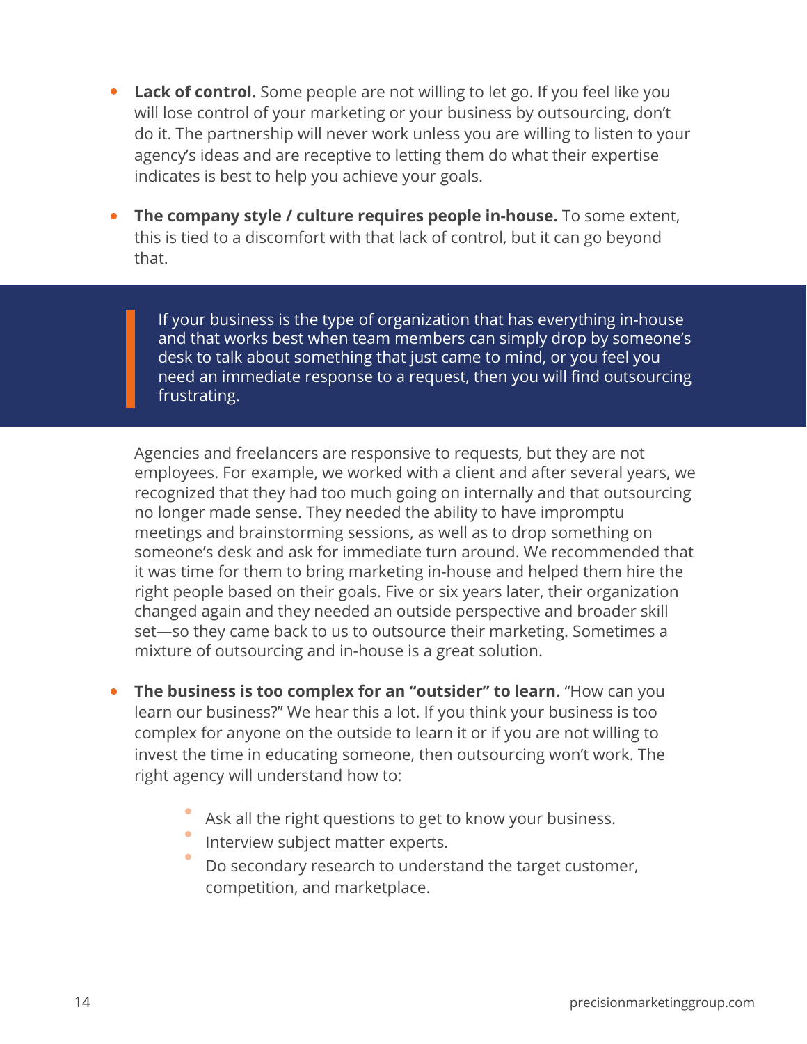- **Lack of control.** Some people are not willing to let go. If you feel like you will lose control of your marketing or your business by outsourcing, don't do it. The partnership will never work unless you are willing to listen to your agency's ideas and are receptive to letting them do what their expertise indicates is best to help you achieve your goals.

- **The company style / culture requires people in-house.** To some extent, this is tied to a discomfort with that lack of control, but it can go beyond that.

> If your business is the type of organization that has everything in-house and that works best when team members can simply drop by someone's desk to talk about something that just came to mind, or you feel you need an immediate response to a request, then you will find outsourcing frustrating.

  Agencies and freelancers are responsive to requests, but they are not employees. For example, we worked with a client and after several years, we recognized that they had too much going on internally and that outsourcing no longer made sense. They needed the ability to have impromptu meetings and brainstorming sessions, as well as to drop something on someone's desk and ask for immediate turn around. We recommended that it was time for them to bring marketing in-house and helped them hire the right people based on their goals. Five or six years later, their organization changed again and they needed an outside perspective and broader skill set—so they came back to us to outsource their marketing. Sometimes a mixture of outsourcing and in-house is a great solution.

- **The business is too complex for an "outsider" to learn.** "How can you learn our business?" We hear this a lot. If you think your business is too complex for anyone on the outside to learn it or if you are not willing to invest the time in educating someone, then outsourcing won't work. The right agency will understand how to:

  - Ask all the right questions to get to know your business.
  - Interview subject matter experts.
  - Do secondary research to understand the target customer, competition, and marketplace.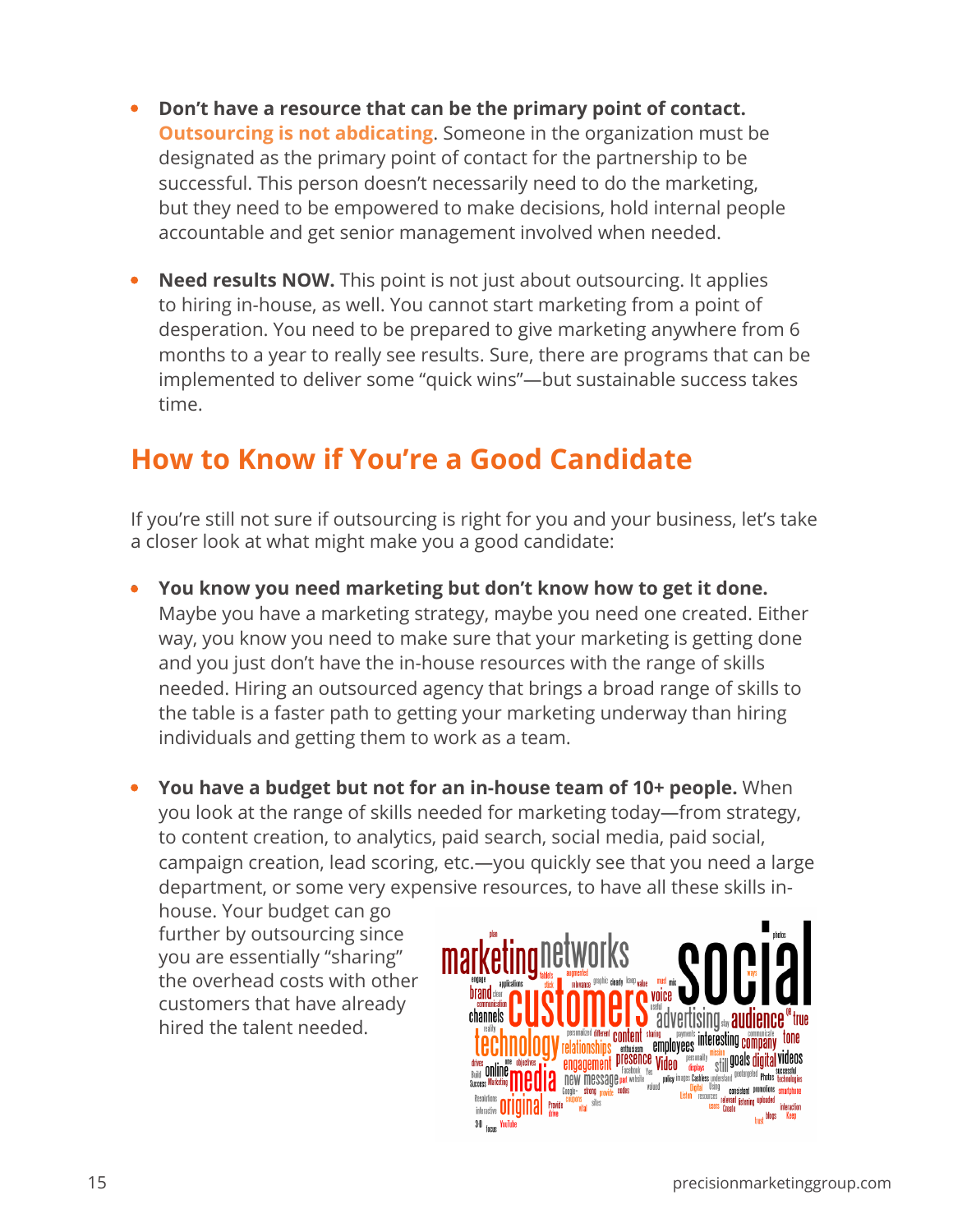- **Don't have a resource that can be the primary point of contact.** **Outsourcing is not abdicating**. Someone in the organization must be designated as the primary point of contact for the partnership to be successful. This person doesn't necessarily need to do the marketing, but they need to be empowered to make decisions, hold internal people accountable and get senior management involved when needed.

- **Need results NOW.** This point is not just about outsourcing. It applies to hiring in-house, as well. You cannot start marketing from a point of desperation. You need to be prepared to give marketing anywhere from 6 months to a year to really see results. Sure, there are programs that can be implemented to deliver some "quick wins"—but sustainable success takes time.

## How to Know if You're a Good Candidate

If you're still not sure if outsourcing is right for you and your business, let's take a closer look at what might make you a good candidate:

- **You know you need marketing but don't know how to get it done.** Maybe you have a marketing strategy, maybe you need one created. Either way, you know you need to make sure that your marketing is getting done and you just don't have the in-house resources with the range of skills needed. Hiring an outsourced agency that brings a broad range of skills to the table is a faster path to getting your marketing underway than hiring individuals and getting them to work as a team.

- **You have a budget but not for an in-house team of 10+ people.** When you look at the range of skills needed for marketing today—from strategy, to content creation, to analytics, paid search, social media, paid social, campaign creation, lead scoring, etc.—you quickly see that you need a large department, or some very expensive resources, to have all these skills in-house. Your budget can go further by outsourcing since you are essentially "sharing" the overhead costs with other customers that have already hired the talent needed.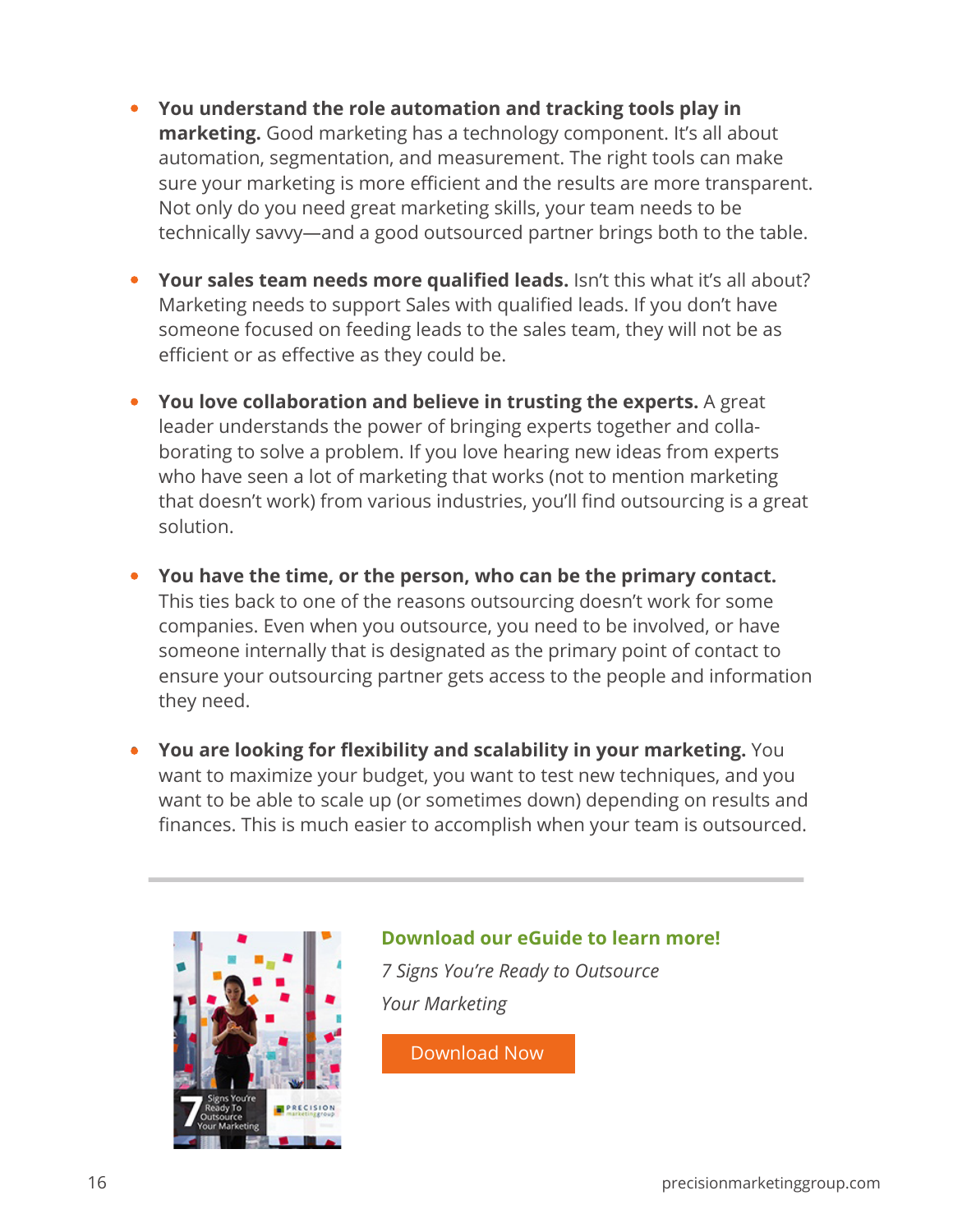- **You understand the role automation and tracking tools play in marketing.** Good marketing has a technology component. It's all about automation, segmentation, and measurement. The right tools can make sure your marketing is more efficient and the results are more transparent. Not only do you need great marketing skills, your team needs to be technically savvy—and a good outsourced partner brings both to the table.

- **Your sales team needs more qualified leads.** Isn't this what it's all about? Marketing needs to support Sales with qualified leads. If you don't have someone focused on feeding leads to the sales team, they will not be as efficient or as effective as they could be.

- **You love collaboration and believe in trusting the experts.** A great leader understands the power of bringing experts together and collaborating to solve a problem. If you love hearing new ideas from experts who have seen a lot of marketing that works (not to mention marketing that doesn't work) from various industries, you'll find outsourcing is a great solution.

- **You have the time, or the person, who can be the primary contact.** This ties back to one of the reasons outsourcing doesn't work for some companies. Even when you outsource, you need to be involved, or have someone internally that is designated as the primary point of contact to ensure your outsourcing partner gets access to the people and information they need.

- **You are looking for flexibility and scalability in your marketing.** You want to maximize your budget, you want to test new techniques, and you want to be able to scale up (or sometimes down) depending on results and finances. This is much easier to accomplish when your team is outsourced.

---

**Download our eGuide to learn more!**

*7 Signs You're Ready to Outsource Your Marketing*

Download Now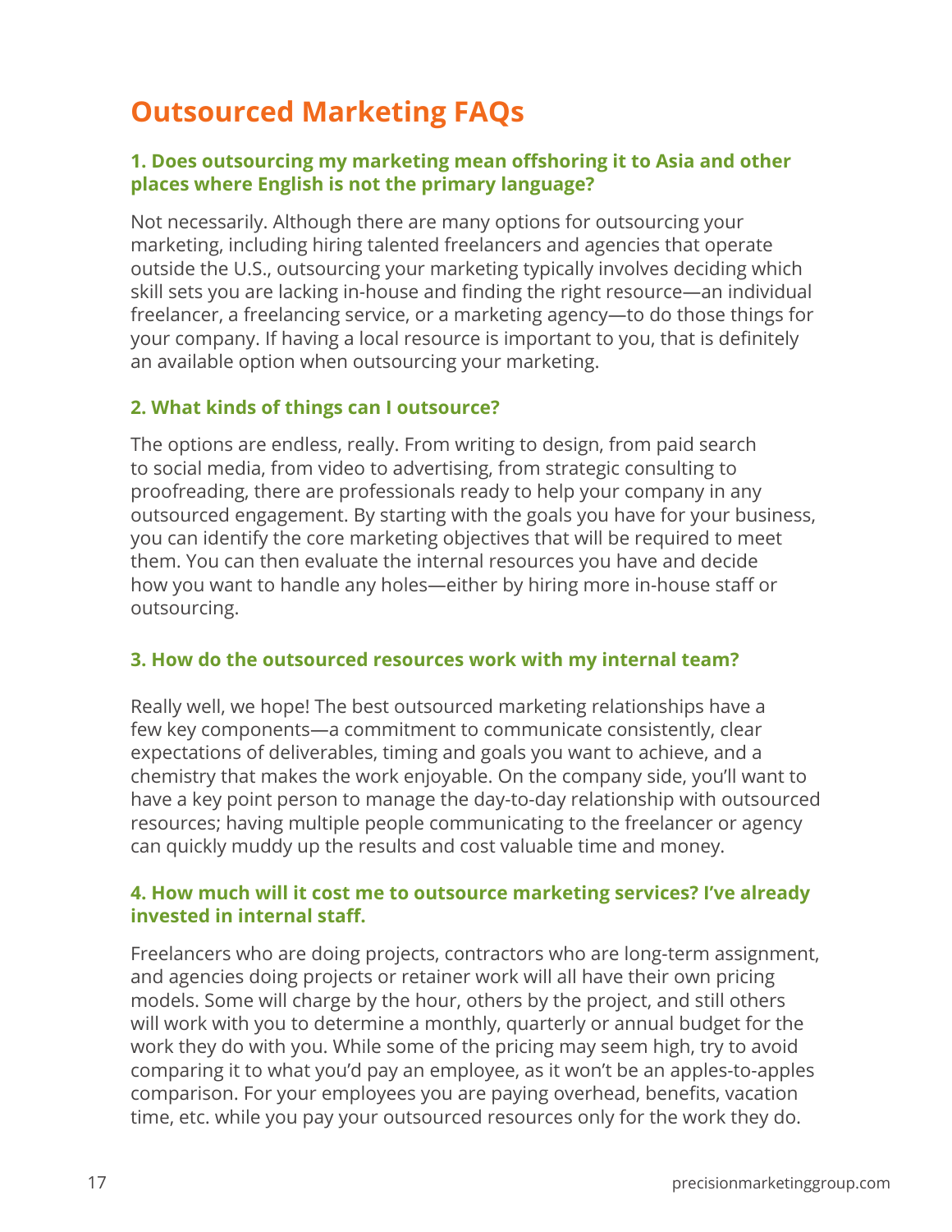# Outsourced Marketing FAQs

### 1. Does outsourcing my marketing mean offshoring it to Asia and other places where English is not the primary language?

Not necessarily. Although there are many options for outsourcing your marketing, including hiring talented freelancers and agencies that operate outside the U.S., outsourcing your marketing typically involves deciding which skill sets you are lacking in-house and finding the right resource—an individual freelancer, a freelancing service, or a marketing agency—to do those things for your company. If having a local resource is important to you, that is definitely an available option when outsourcing your marketing.

### 2. What kinds of things can I outsource?

The options are endless, really. From writing to design, from paid search to social media, from video to advertising, from strategic consulting to proofreading, there are professionals ready to help your company in any outsourced engagement. By starting with the goals you have for your business, you can identify the core marketing objectives that will be required to meet them. You can then evaluate the internal resources you have and decide how you want to handle any holes—either by hiring more in-house staff or outsourcing.

### 3. How do the outsourced resources work with my internal team?

Really well, we hope! The best outsourced marketing relationships have a few key components—a commitment to communicate consistently, clear expectations of deliverables, timing and goals you want to achieve, and a chemistry that makes the work enjoyable. On the company side, you'll want to have a key point person to manage the day-to-day relationship with outsourced resources; having multiple people communicating to the freelancer or agency can quickly muddy up the results and cost valuable time and money.

### 4. How much will it cost me to outsource marketing services? I've already invested in internal staff.

Freelancers who are doing projects, contractors who are long-term assignment, and agencies doing projects or retainer work will all have their own pricing models. Some will charge by the hour, others by the project, and still others will work with you to determine a monthly, quarterly or annual budget for the work they do with you. While some of the pricing may seem high, try to avoid comparing it to what you'd pay an employee, as it won't be an apples-to-apples comparison. For your employees you are paying overhead, benefits, vacation time, etc. while you pay your outsourced resources only for the work they do.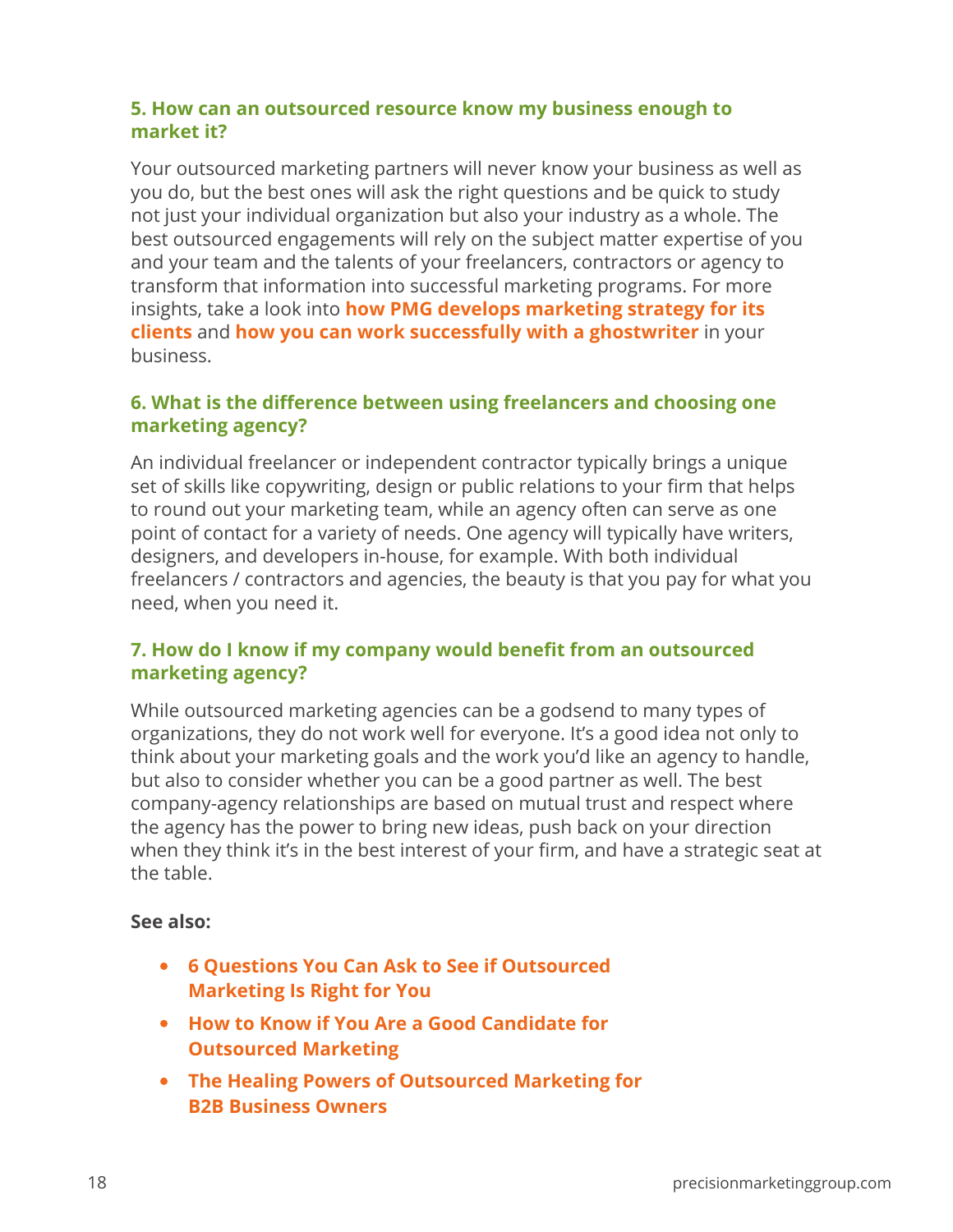### 5. How can an outsourced resource know my business enough to market it?

Your outsourced marketing partners will never know your business as well as you do, but the best ones will ask the right questions and be quick to study not just your individual organization but also your industry as a whole. The best outsourced engagements will rely on the subject matter expertise of you and your team and the talents of your freelancers, contractors or agency to transform that information into successful marketing programs. For more insights, take a look into **how PMG develops marketing strategy for its clients** and **how you can work successfully with a ghostwriter** in your business.

### 6. What is the difference between using freelancers and choosing one marketing agency?

An individual freelancer or independent contractor typically brings a unique set of skills like copywriting, design or public relations to your firm that helps to round out your marketing team, while an agency often can serve as one point of contact for a variety of needs. One agency will typically have writers, designers, and developers in-house, for example. With both individual freelancers / contractors and agencies, the beauty is that you pay for what you need, when you need it.

### 7. How do I know if my company would benefit from an outsourced marketing agency?

While outsourced marketing agencies can be a godsend to many types of organizations, they do not work well for everyone. It's a good idea not only to think about your marketing goals and the work you'd like an agency to handle, but also to consider whether you can be a good partner as well. The best company-agency relationships are based on mutual trust and respect where the agency has the power to bring new ideas, push back on your direction when they think it's in the best interest of your firm, and have a strategic seat at the table.

**See also:**

- **6 Questions You Can Ask to See if Outsourced Marketing Is Right for You**
- **How to Know if You Are a Good Candidate for Outsourced Marketing**
- **The Healing Powers of Outsourced Marketing for B2B Business Owners**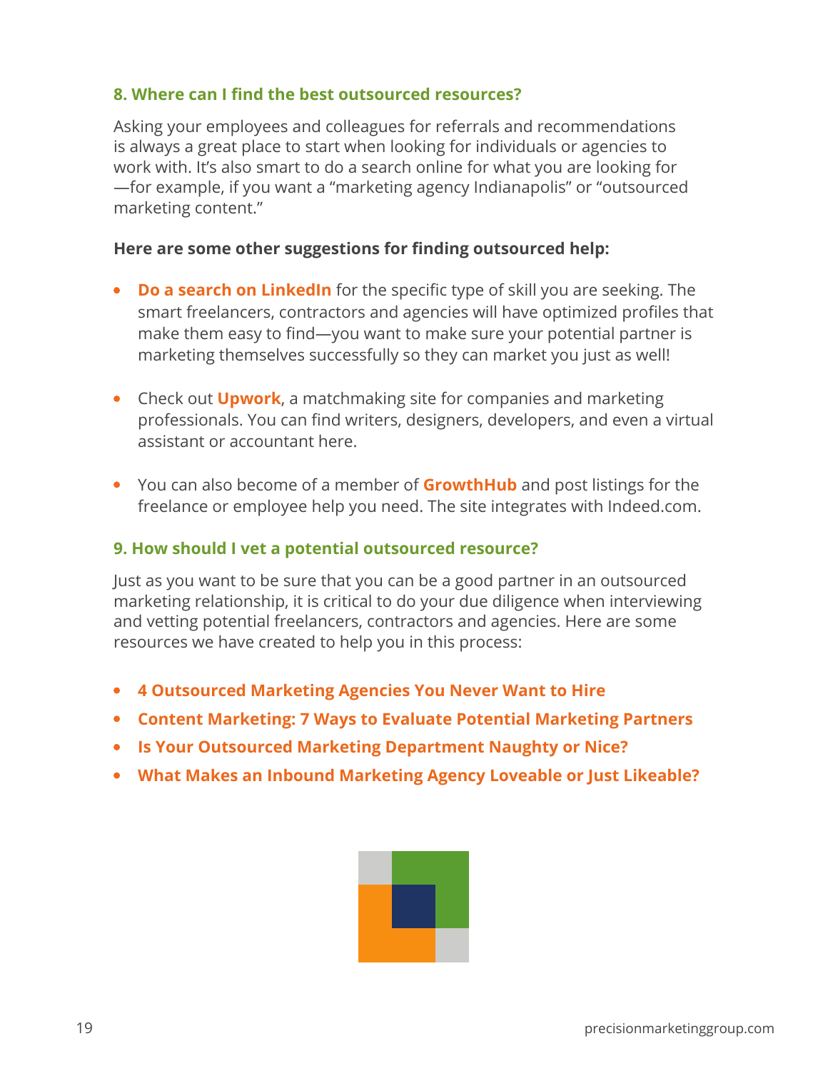### 8. Where can I find the best outsourced resources?

Asking your employees and colleagues for referrals and recommendations is always a great place to start when looking for individuals or agencies to work with. It's also smart to do a search online for what you are looking for—for example, if you want a "marketing agency Indianapolis" or "outsourced marketing content."

**Here are some other suggestions for finding outsourced help:**

- **Do a search on LinkedIn** for the specific type of skill you are seeking. The smart freelancers, contractors and agencies will have optimized profiles that make them easy to find—you want to make sure your potential partner is marketing themselves successfully so they can market you just as well!
- Check out **Upwork**, a matchmaking site for companies and marketing professionals. You can find writers, designers, developers, and even a virtual assistant or accountant here.
- You can also become of a member of **GrowthHub** and post listings for the freelance or employee help you need. The site integrates with Indeed.com.

### 9. How should I vet a potential outsourced resource?

Just as you want to be sure that you can be a good partner in an outsourced marketing relationship, it is critical to do your due diligence when interviewing and vetting potential freelancers, contractors and agencies. Here are some resources we have created to help you in this process:

- **4 Outsourced Marketing Agencies You Never Want to Hire**
- **Content Marketing: 7 Ways to Evaluate Potential Marketing Partners**
- **Is Your Outsourced Marketing Department Naughty or Nice?**
- **What Makes an Inbound Marketing Agency Loveable or Just Likeable?**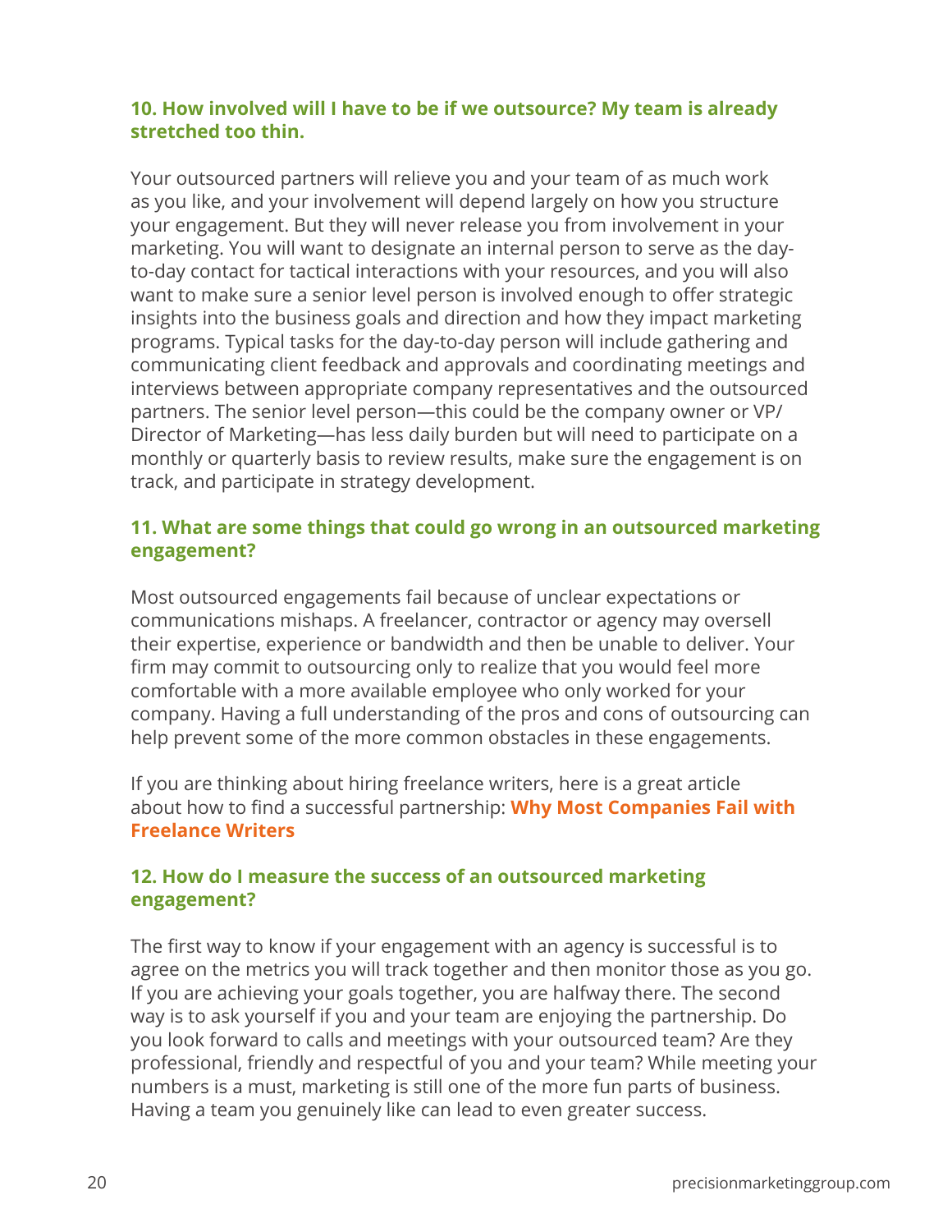### 10. How involved will I have to be if we outsource? My team is already stretched too thin.

Your outsourced partners will relieve you and your team of as much work as you like, and your involvement will depend largely on how you structure your engagement. But they will never release you from involvement in your marketing. You will want to designate an internal person to serve as the day-to-day contact for tactical interactions with your resources, and you will also want to make sure a senior level person is involved enough to offer strategic insights into the business goals and direction and how they impact marketing programs. Typical tasks for the day-to-day person will include gathering and communicating client feedback and approvals and coordinating meetings and interviews between appropriate company representatives and the outsourced partners. The senior level person—this could be the company owner or VP/Director of Marketing—has less daily burden but will need to participate on a monthly or quarterly basis to review results, make sure the engagement is on track, and participate in strategy development.

### 11. What are some things that could go wrong in an outsourced marketing engagement?

Most outsourced engagements fail because of unclear expectations or communications mishaps. A freelancer, contractor or agency may oversell their expertise, experience or bandwidth and then be unable to deliver. Your firm may commit to outsourcing only to realize that you would feel more comfortable with a more available employee who only worked for your company. Having a full understanding of the pros and cons of outsourcing can help prevent some of the more common obstacles in these engagements.

If you are thinking about hiring freelance writers, here is a great article about how to find a successful partnership: **Why Most Companies Fail with Freelance Writers**

### 12. How do I measure the success of an outsourced marketing engagement?

The first way to know if your engagement with an agency is successful is to agree on the metrics you will track together and then monitor those as you go. If you are achieving your goals together, you are halfway there. The second way is to ask yourself if you and your team are enjoying the partnership. Do you look forward to calls and meetings with your outsourced team? Are they professional, friendly and respectful of you and your team? While meeting your numbers is a must, marketing is still one of the more fun parts of business. Having a team you genuinely like can lead to even greater success.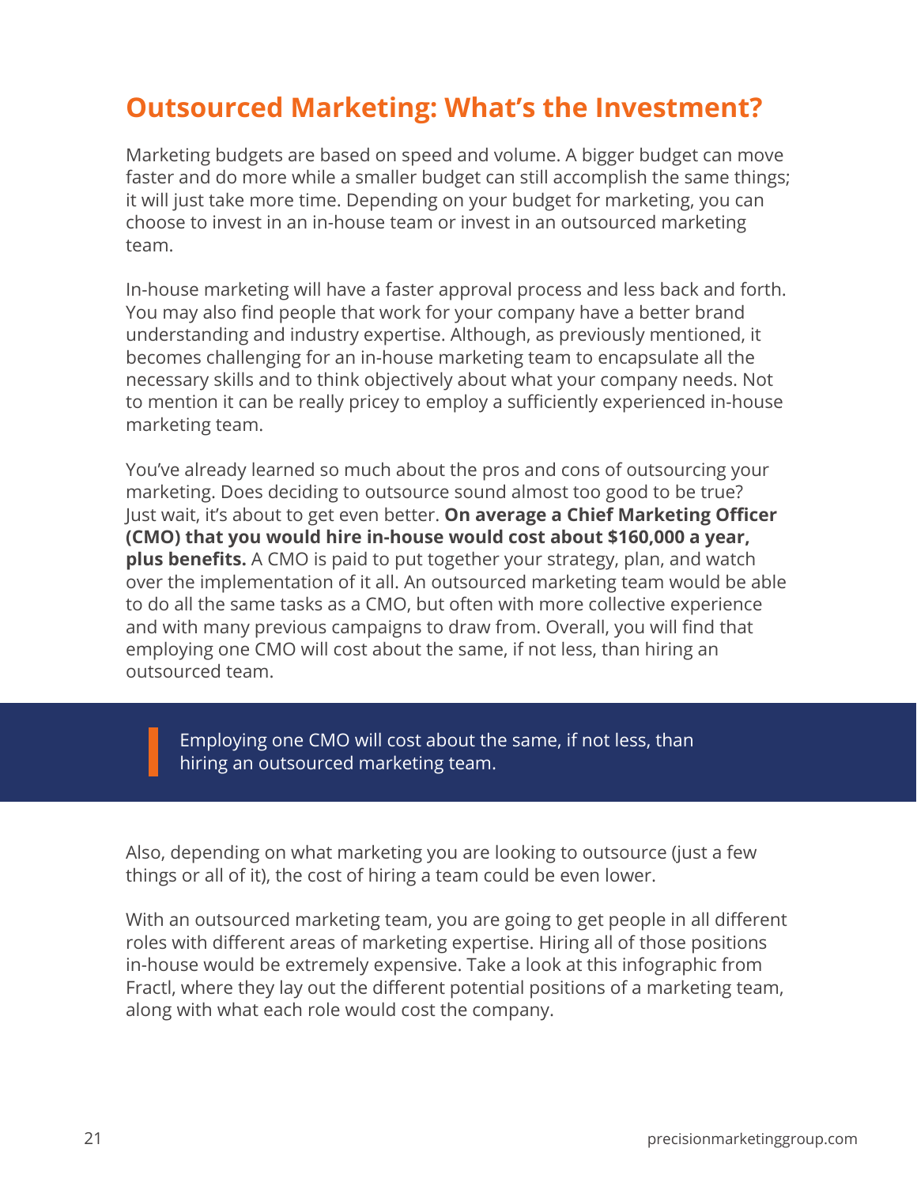## Outsourced Marketing: What's the Investment?

Marketing budgets are based on speed and volume. A bigger budget can move faster and do more while a smaller budget can still accomplish the same things; it will just take more time. Depending on your budget for marketing, you can choose to invest in an in-house team or invest in an outsourced marketing team.

In-house marketing will have a faster approval process and less back and forth. You may also find people that work for your company have a better brand understanding and industry expertise. Although, as previously mentioned, it becomes challenging for an in-house marketing team to encapsulate all the necessary skills and to think objectively about what your company needs. Not to mention it can be really pricey to employ a sufficiently experienced in-house marketing team.

You've already learned so much about the pros and cons of outsourcing your marketing. Does deciding to outsource sound almost too good to be true? Just wait, it's about to get even better. **On average a Chief Marketing Officer (CMO) that you would hire in-house would cost about $160,000 a year, plus benefits.** A CMO is paid to put together your strategy, plan, and watch over the implementation of it all. An outsourced marketing team would be able to do all the same tasks as a CMO, but often with more collective experience and with many previous campaigns to draw from. Overall, you will find that employing one CMO will cost about the same, if not less, than hiring an outsourced team.

> Employing one CMO will cost about the same, if not less, than hiring an outsourced marketing team.

Also, depending on what marketing you are looking to outsource (just a few things or all of it), the cost of hiring a team could be even lower.

With an outsourced marketing team, you are going to get people in all different roles with different areas of marketing expertise. Hiring all of those positions in-house would be extremely expensive. Take a look at this infographic from Fractl, where they lay out the different potential positions of a marketing team, along with what each role would cost the company.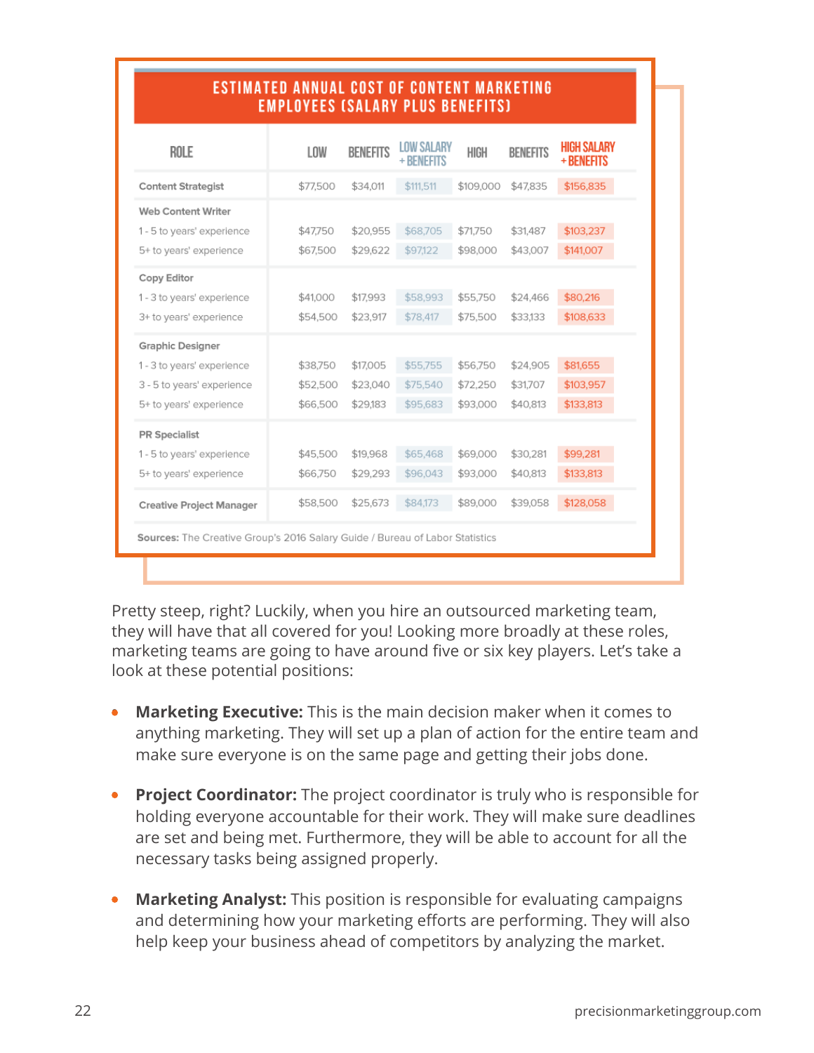## ESTIMATED ANNUAL COST OF CONTENT MARKETING EMPLOYEES (SALARY PLUS BENEFITS)

| ROLE | LOW | BENEFITS | LOW SALARY + BENEFITS | HIGH | BENEFITS | HIGH SALARY + BENEFITS |
|---|---|---|---|---|---|---|
| **Content Strategist** | $77,500 | $34,011 | $111,511 | $109,000 | $47,835 | $156,835 |
| **Web Content Writer** | | | | | | |
| 1 - 5 to years' experience | $47,750 | $20,955 | $68,705 | $71,750 | $31,487 | $103,237 |
| 5+ to years' experience | $67,500 | $29,622 | $97,122 | $98,000 | $43,007 | $141,007 |
| **Copy Editor** | | | | | | |
| 1 - 3 to years' experience | $41,000 | $17,993 | $58,993 | $55,750 | $24,466 | $80,216 |
| 3+ to years' experience | $54,500 | $23,917 | $78,417 | $75,500 | $33,133 | $108,633 |
| **Graphic Designer** | | | | | | |
| 1 - 3 to years' experience | $38,750 | $17,005 | $55,755 | $56,750 | $24,905 | $81,655 |
| 3 - 5 to years' experience | $52,500 | $23,040 | $75,540 | $72,250 | $31,707 | $103,957 |
| 5+ to years' experience | $66,500 | $29,183 | $95,683 | $93,000 | $40,813 | $133,813 |
| **PR Specialist** | | | | | | |
| 1 - 5 to years' experience | $45,500 | $19,968 | $65,468 | $69,000 | $30,281 | $99,281 |
| 5+ to years' experience | $66,750 | $29,293 | $96,043 | $93,000 | $40,813 | $133,813 |
| **Creative Project Manager** | $58,500 | $25,673 | $84,173 | $89,000 | $39,058 | $128,058 |

**Sources:** The Creative Group's 2016 Salary Guide / Bureau of Labor Statistics

Pretty steep, right? Luckily, when you hire an outsourced marketing team, they will have that all covered for you! Looking more broadly at these roles, marketing teams are going to have around five or six key players. Let's take a look at these potential positions:

- **Marketing Executive:** This is the main decision maker when it comes to anything marketing. They will set up a plan of action for the entire team and make sure everyone is on the same page and getting their jobs done.
- **Project Coordinator:** The project coordinator is truly who is responsible for holding everyone accountable for their work. They will make sure deadlines are set and being met. Furthermore, they will be able to account for all the necessary tasks being assigned properly.
- **Marketing Analyst:** This position is responsible for evaluating campaigns and determining how your marketing efforts are performing. They will also help keep your business ahead of competitors by analyzing the market.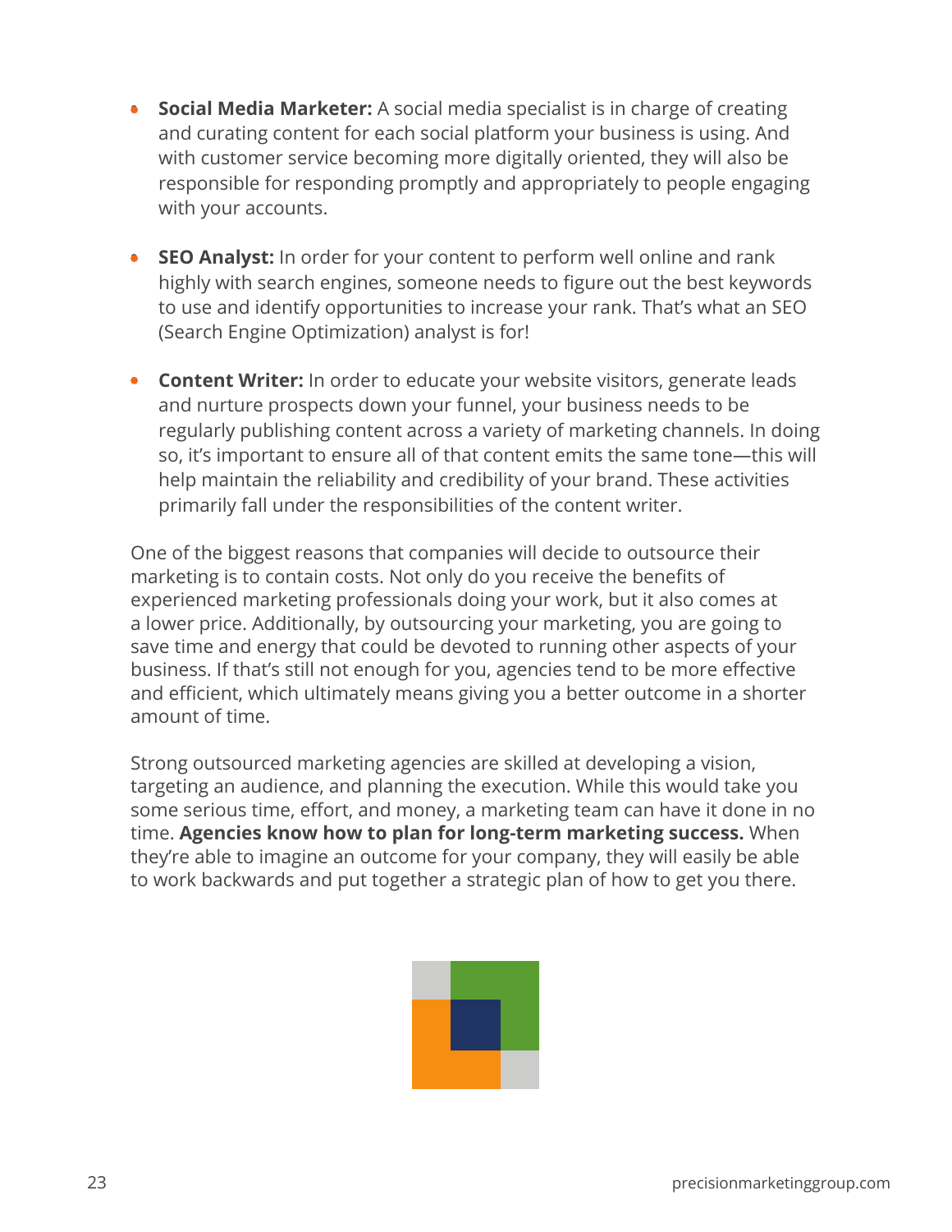- **Social Media Marketer:** A social media specialist is in charge of creating and curating content for each social platform your business is using. And with customer service becoming more digitally oriented, they will also be responsible for responding promptly and appropriately to people engaging with your accounts.

- **SEO Analyst:** In order for your content to perform well online and rank highly with search engines, someone needs to figure out the best keywords to use and identify opportunities to increase your rank. That's what an SEO (Search Engine Optimization) analyst is for!

- **Content Writer:** In order to educate your website visitors, generate leads and nurture prospects down your funnel, your business needs to be regularly publishing content across a variety of marketing channels. In doing so, it's important to ensure all of that content emits the same tone—this will help maintain the reliability and credibility of your brand. These activities primarily fall under the responsibilities of the content writer.

One of the biggest reasons that companies will decide to outsource their marketing is to contain costs. Not only do you receive the benefits of experienced marketing professionals doing your work, but it also comes at a lower price. Additionally, by outsourcing your marketing, you are going to save time and energy that could be devoted to running other aspects of your business. If that's still not enough for you, agencies tend to be more effective and efficient, which ultimately means giving you a better outcome in a shorter amount of time.

Strong outsourced marketing agencies are skilled at developing a vision, targeting an audience, and planning the execution. While this would take you some serious time, effort, and money, a marketing team can have it done in no time. **Agencies know how to plan for long-term marketing success.** When they're able to imagine an outcome for your company, they will easily be able to work backwards and put together a strategic plan of how to get you there.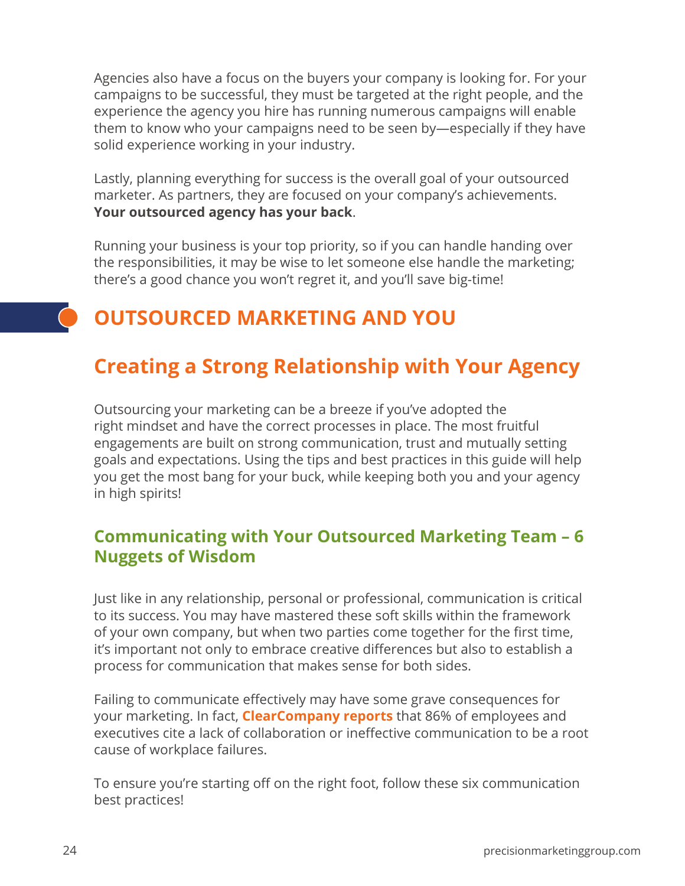Agencies also have a focus on the buyers your company is looking for. For your campaigns to be successful, they must be targeted at the right people, and the experience the agency you hire has running numerous campaigns will enable them to know who your campaigns need to be seen by—especially if they have solid experience working in your industry.

Lastly, planning everything for success is the overall goal of your outsourced marketer. As partners, they are focused on your company's achievements. **Your outsourced agency has your back**.

Running your business is your top priority, so if you can handle handing over the responsibilities, it may be wise to let someone else handle the marketing; there's a good chance you won't regret it, and you'll save big-time!

# OUTSOURCED MARKETING AND YOU

## Creating a Strong Relationship with Your Agency

Outsourcing your marketing can be a breeze if you've adopted the right mindset and have the correct processes in place. The most fruitful engagements are built on strong communication, trust and mutually setting goals and expectations. Using the tips and best practices in this guide will help you get the most bang for your buck, while keeping both you and your agency in high spirits!

### Communicating with Your Outsourced Marketing Team – 6 Nuggets of Wisdom

Just like in any relationship, personal or professional, communication is critical to its success. You may have mastered these soft skills within the framework of your own company, but when two parties come together for the first time, it's important not only to embrace creative differences but also to establish a process for communication that makes sense for both sides.

Failing to communicate effectively may have some grave consequences for your marketing. In fact, **ClearCompany reports** that 86% of employees and executives cite a lack of collaboration or ineffective communication to be a root cause of workplace failures.

To ensure you're starting off on the right foot, follow these six communication best practices!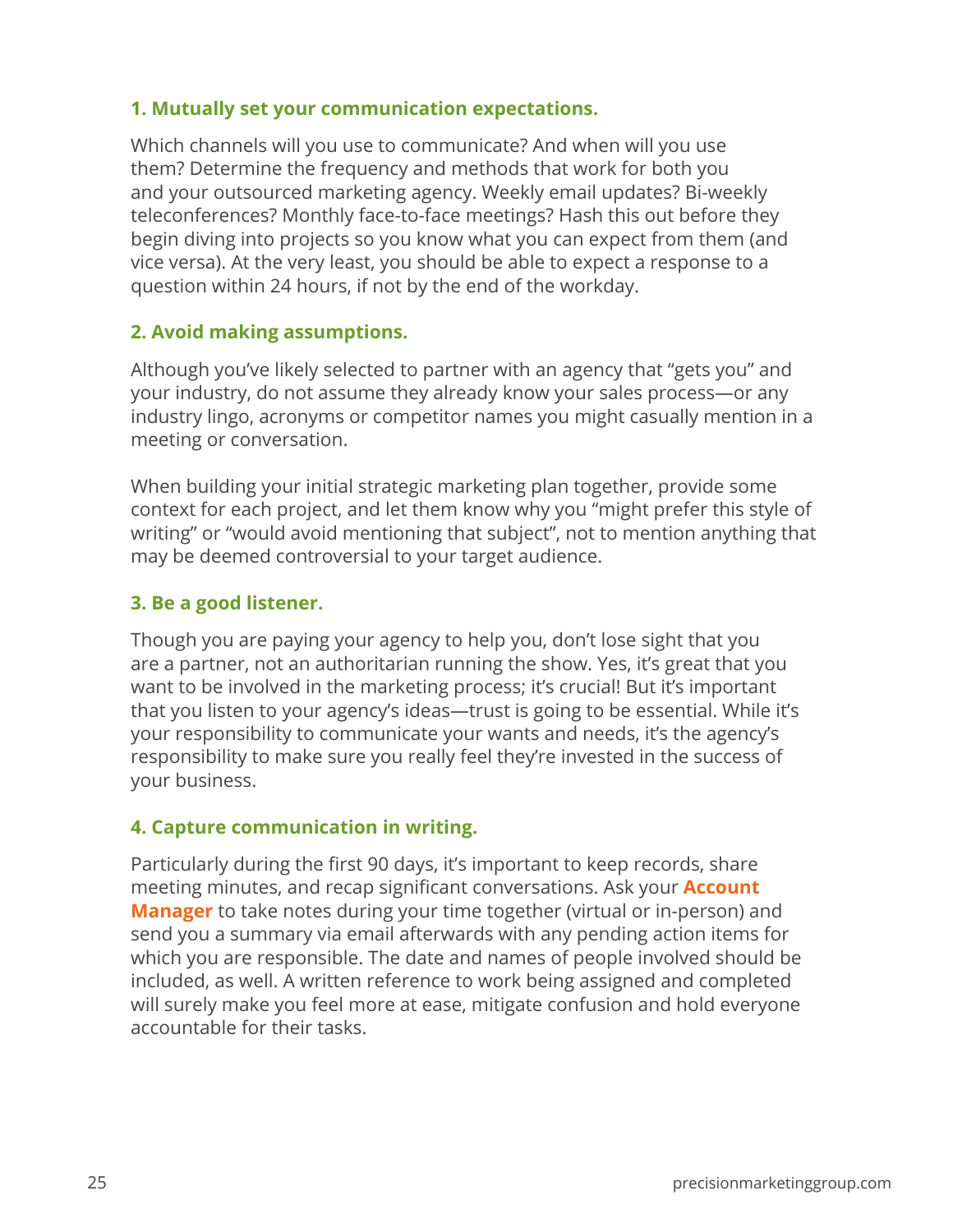### 1. Mutually set your communication expectations.

Which channels will you use to communicate? And when will you use them? Determine the frequency and methods that work for both you and your outsourced marketing agency. Weekly email updates? Bi-weekly teleconferences? Monthly face-to-face meetings? Hash this out before they begin diving into projects so you know what you can expect from them (and vice versa). At the very least, you should be able to expect a response to a question within 24 hours, if not by the end of the workday.

### 2. Avoid making assumptions.

Although you've likely selected to partner with an agency that "gets you" and your industry, do not assume they already know your sales process—or any industry lingo, acronyms or competitor names you might casually mention in a meeting or conversation.

When building your initial strategic marketing plan together, provide some context for each project, and let them know why you "might prefer this style of writing" or "would avoid mentioning that subject", not to mention anything that may be deemed controversial to your target audience.

### 3. Be a good listener.

Though you are paying your agency to help you, don't lose sight that you are a partner, not an authoritarian running the show. Yes, it's great that you want to be involved in the marketing process; it's crucial! But it's important that you listen to your agency's ideas—trust is going to be essential. While it's your responsibility to communicate your wants and needs, it's the agency's responsibility to make sure you really feel they're invested in the success of your business.

### 4. Capture communication in writing.

Particularly during the first 90 days, it's important to keep records, share meeting minutes, and recap significant conversations. Ask your **Account Manager** to take notes during your time together (virtual or in-person) and send you a summary via email afterwards with any pending action items for which you are responsible. The date and names of people involved should be included, as well. A written reference to work being assigned and completed will surely make you feel more at ease, mitigate confusion and hold everyone accountable for their tasks.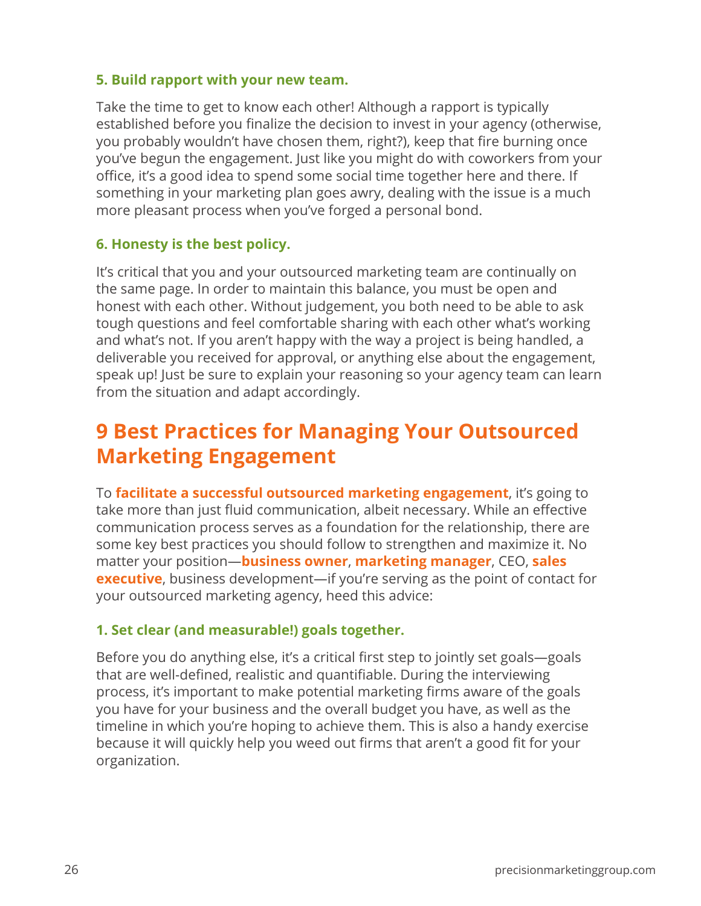### 5. Build rapport with your new team.

Take the time to get to know each other! Although a rapport is typically established before you finalize the decision to invest in your agency (otherwise, you probably wouldn't have chosen them, right?), keep that fire burning once you've begun the engagement. Just like you might do with coworkers from your office, it's a good idea to spend some social time together here and there. If something in your marketing plan goes awry, dealing with the issue is a much more pleasant process when you've forged a personal bond.

### 6. Honesty is the best policy.

It's critical that you and your outsourced marketing team are continually on the same page. In order to maintain this balance, you must be open and honest with each other. Without judgement, you both need to be able to ask tough questions and feel comfortable sharing with each other what's working and what's not. If you aren't happy with the way a project is being handled, a deliverable you received for approval, or anything else about the engagement, speak up! Just be sure to explain your reasoning so your agency team can learn from the situation and adapt accordingly.

## 9 Best Practices for Managing Your Outsourced Marketing Engagement

To **facilitate a successful outsourced marketing engagement**, it's going to take more than just fluid communication, albeit necessary. While an effective communication process serves as a foundation for the relationship, there are some key best practices you should follow to strengthen and maximize it. No matter your position—**business owner**, **marketing manager**, CEO, **sales executive**, business development—if you're serving as the point of contact for your outsourced marketing agency, heed this advice:

### 1. Set clear (and measurable!) goals together.

Before you do anything else, it's a critical first step to jointly set goals—goals that are well-defined, realistic and quantifiable. During the interviewing process, it's important to make potential marketing firms aware of the goals you have for your business and the overall budget you have, as well as the timeline in which you're hoping to achieve them. This is also a handy exercise because it will quickly help you weed out firms that aren't a good fit for your organization.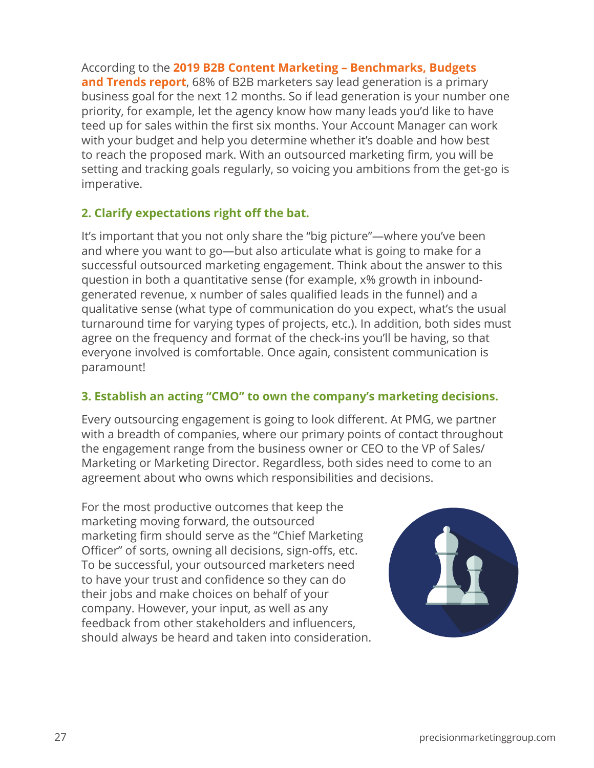According to the **2019 B2B Content Marketing – Benchmarks, Budgets and Trends report**, 68% of B2B marketers say lead generation is a primary business goal for the next 12 months. So if lead generation is your number one priority, for example, let the agency know how many leads you'd like to have teed up for sales within the first six months. Your Account Manager can work with your budget and help you determine whether it's doable and how best to reach the proposed mark. With an outsourced marketing firm, you will be setting and tracking goals regularly, so voicing you ambitions from the get-go is imperative.

### 2. Clarify expectations right off the bat.

It's important that you not only share the "big picture"—where you've been and where you want to go—but also articulate what is going to make for a successful outsourced marketing engagement. Think about the answer to this question in both a quantitative sense (for example, x% growth in inbound-generated revenue, x number of sales qualified leads in the funnel) and a qualitative sense (what type of communication do you expect, what's the usual turnaround time for varying types of projects, etc.). In addition, both sides must agree on the frequency and format of the check-ins you'll be having, so that everyone involved is comfortable. Once again, consistent communication is paramount!

### 3. Establish an acting "CMO" to own the company's marketing decisions.

Every outsourcing engagement is going to look different. At PMG, we partner with a breadth of companies, where our primary points of contact throughout the engagement range from the business owner or CEO to the VP of Sales/Marketing or Marketing Director. Regardless, both sides need to come to an agreement about who owns which responsibilities and decisions.

For the most productive outcomes that keep the marketing moving forward, the outsourced marketing firm should serve as the "Chief Marketing Officer" of sorts, owning all decisions, sign-offs, etc. To be successful, your outsourced marketers need to have your trust and confidence so they can do their jobs and make choices on behalf of your company. However, your input, as well as any feedback from other stakeholders and influencers, should always be heard and taken into consideration.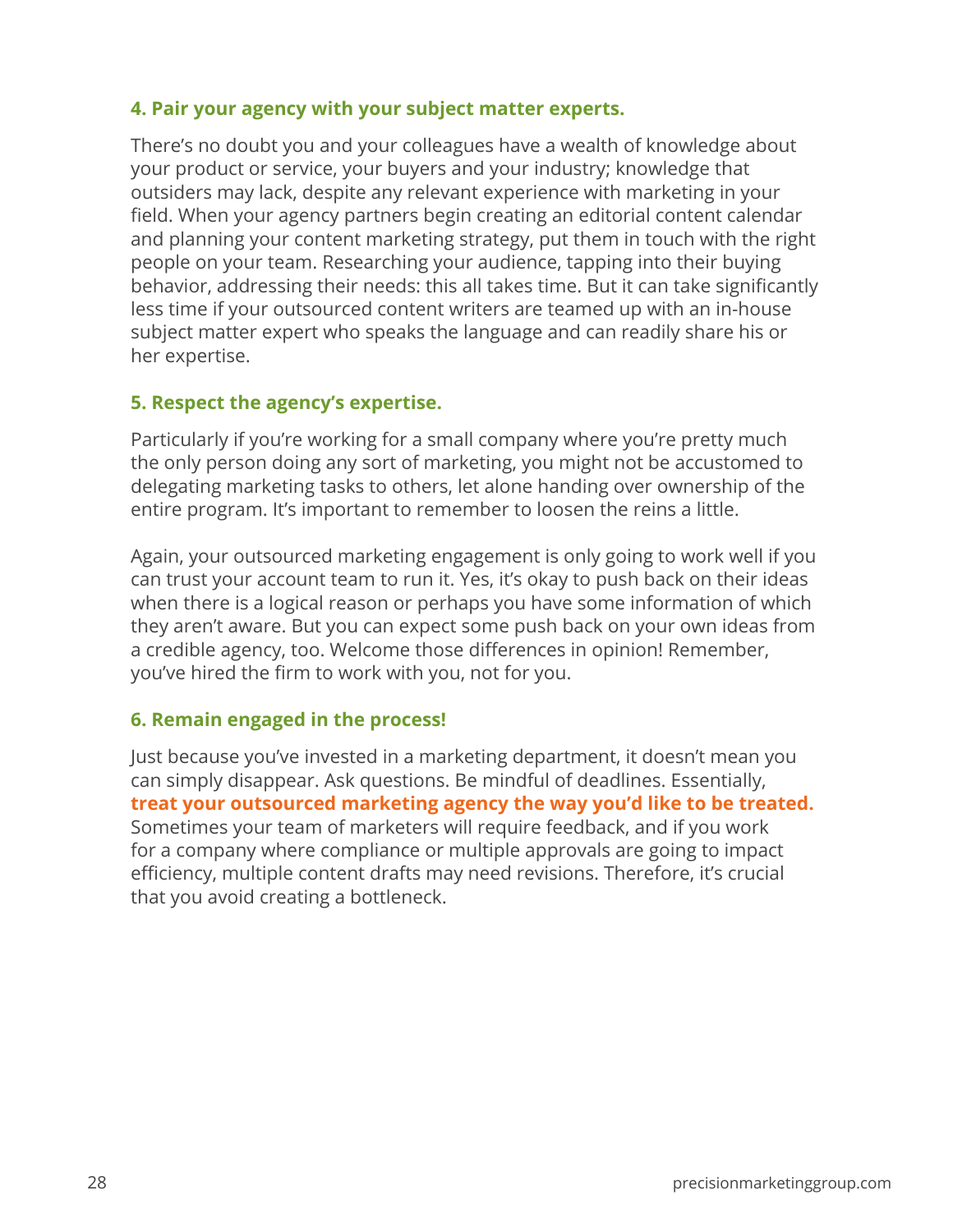### 4. Pair your agency with your subject matter experts.

There's no doubt you and your colleagues have a wealth of knowledge about your product or service, your buyers and your industry; knowledge that outsiders may lack, despite any relevant experience with marketing in your field. When your agency partners begin creating an editorial content calendar and planning your content marketing strategy, put them in touch with the right people on your team. Researching your audience, tapping into their buying behavior, addressing their needs: this all takes time. But it can take significantly less time if your outsourced content writers are teamed up with an in-house subject matter expert who speaks the language and can readily share his or her expertise.

### 5. Respect the agency's expertise.

Particularly if you're working for a small company where you're pretty much the only person doing any sort of marketing, you might not be accustomed to delegating marketing tasks to others, let alone handing over ownership of the entire program. It's important to remember to loosen the reins a little.

Again, your outsourced marketing engagement is only going to work well if you can trust your account team to run it. Yes, it's okay to push back on their ideas when there is a logical reason or perhaps you have some information of which they aren't aware. But you can expect some push back on your own ideas from a credible agency, too. Welcome those differences in opinion! Remember, you've hired the firm to work with you, not for you.

### 6. Remain engaged in the process!

Just because you've invested in a marketing department, it doesn't mean you can simply disappear. Ask questions. Be mindful of deadlines. Essentially, **treat your outsourced marketing agency the way you'd like to be treated.** Sometimes your team of marketers will require feedback, and if you work for a company where compliance or multiple approvals are going to impact efficiency, multiple content drafts may need revisions. Therefore, it's crucial that you avoid creating a bottleneck.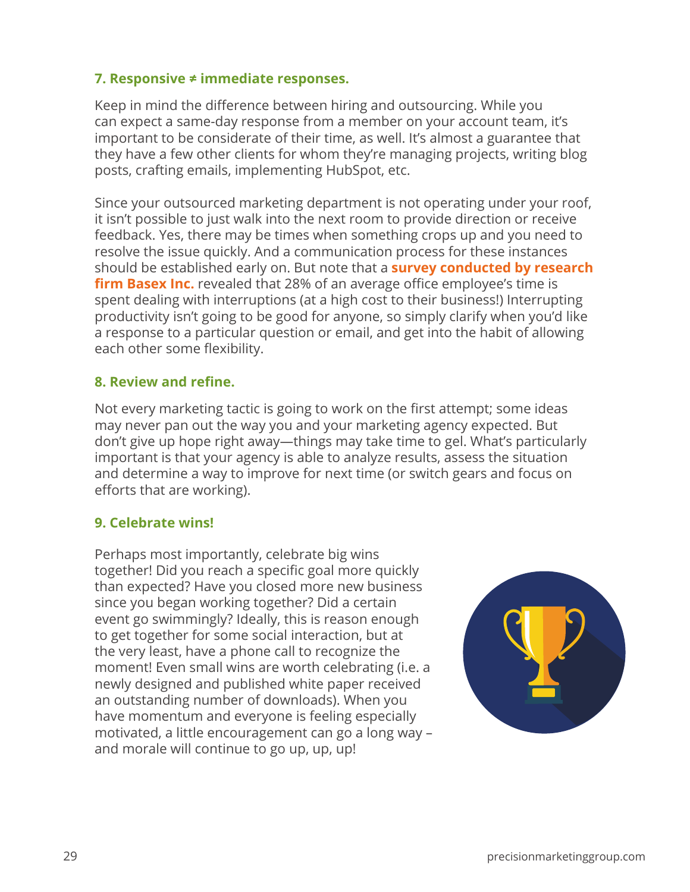### 7. Responsive ≠ immediate responses.

Keep in mind the difference between hiring and outsourcing. While you can expect a same-day response from a member on your account team, it's important to be considerate of their time, as well. It's almost a guarantee that they have a few other clients for whom they're managing projects, writing blog posts, crafting emails, implementing HubSpot, etc.

Since your outsourced marketing department is not operating under your roof, it isn't possible to just walk into the next room to provide direction or receive feedback. Yes, there may be times when something crops up and you need to resolve the issue quickly. And a communication process for these instances should be established early on. But note that a **survey conducted by research firm Basex Inc.** revealed that 28% of an average office employee's time is spent dealing with interruptions (at a high cost to their business!) Interrupting productivity isn't going to be good for anyone, so simply clarify when you'd like a response to a particular question or email, and get into the habit of allowing each other some flexibility.

### 8. Review and refine.

Not every marketing tactic is going to work on the first attempt; some ideas may never pan out the way you and your marketing agency expected. But don't give up hope right away—things may take time to gel. What's particularly important is that your agency is able to analyze results, assess the situation and determine a way to improve for next time (or switch gears and focus on efforts that are working).

### 9. Celebrate wins!

Perhaps most importantly, celebrate big wins together! Did you reach a specific goal more quickly than expected? Have you closed more new business since you began working together? Did a certain event go swimmingly? Ideally, this is reason enough to get together for some social interaction, but at the very least, have a phone call to recognize the moment! Even small wins are worth celebrating (i.e. a newly designed and published white paper received an outstanding number of downloads). When you have momentum and everyone is feeling especially motivated, a little encouragement can go a long way – and morale will continue to go up, up, up!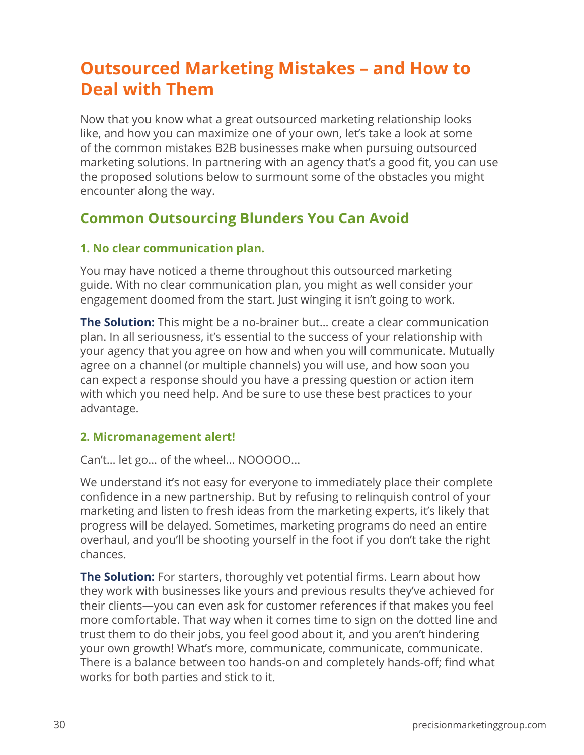# Outsourced Marketing Mistakes – and How to Deal with Them

Now that you know what a great outsourced marketing relationship looks like, and how you can maximize one of your own, let's take a look at some of the common mistakes B2B businesses make when pursuing outsourced marketing solutions. In partnering with an agency that's a good fit, you can use the proposed solutions below to surmount some of the obstacles you might encounter along the way.

## Common Outsourcing Blunders You Can Avoid

### 1. No clear communication plan.

You may have noticed a theme throughout this outsourced marketing guide. With no clear communication plan, you might as well consider your engagement doomed from the start. Just winging it isn't going to work.

**The Solution:** This might be a no-brainer but… create a clear communication plan. In all seriousness, it's essential to the success of your relationship with your agency that you agree on how and when you will communicate. Mutually agree on a channel (or multiple channels) you will use, and how soon you can expect a response should you have a pressing question or action item with which you need help. And be sure to use these best practices to your advantage.

### 2. Micromanagement alert!

Can't… let go… of the wheel… NOOOOO…

We understand it's not easy for everyone to immediately place their complete confidence in a new partnership. But by refusing to relinquish control of your marketing and listen to fresh ideas from the marketing experts, it's likely that progress will be delayed. Sometimes, marketing programs do need an entire overhaul, and you'll be shooting yourself in the foot if you don't take the right chances.

**The Solution:** For starters, thoroughly vet potential firms. Learn about how they work with businesses like yours and previous results they've achieved for their clients—you can even ask for customer references if that makes you feel more comfortable. That way when it comes time to sign on the dotted line and trust them to do their jobs, you feel good about it, and you aren't hindering your own growth! What's more, communicate, communicate, communicate. There is a balance between too hands-on and completely hands-off; find what works for both parties and stick to it.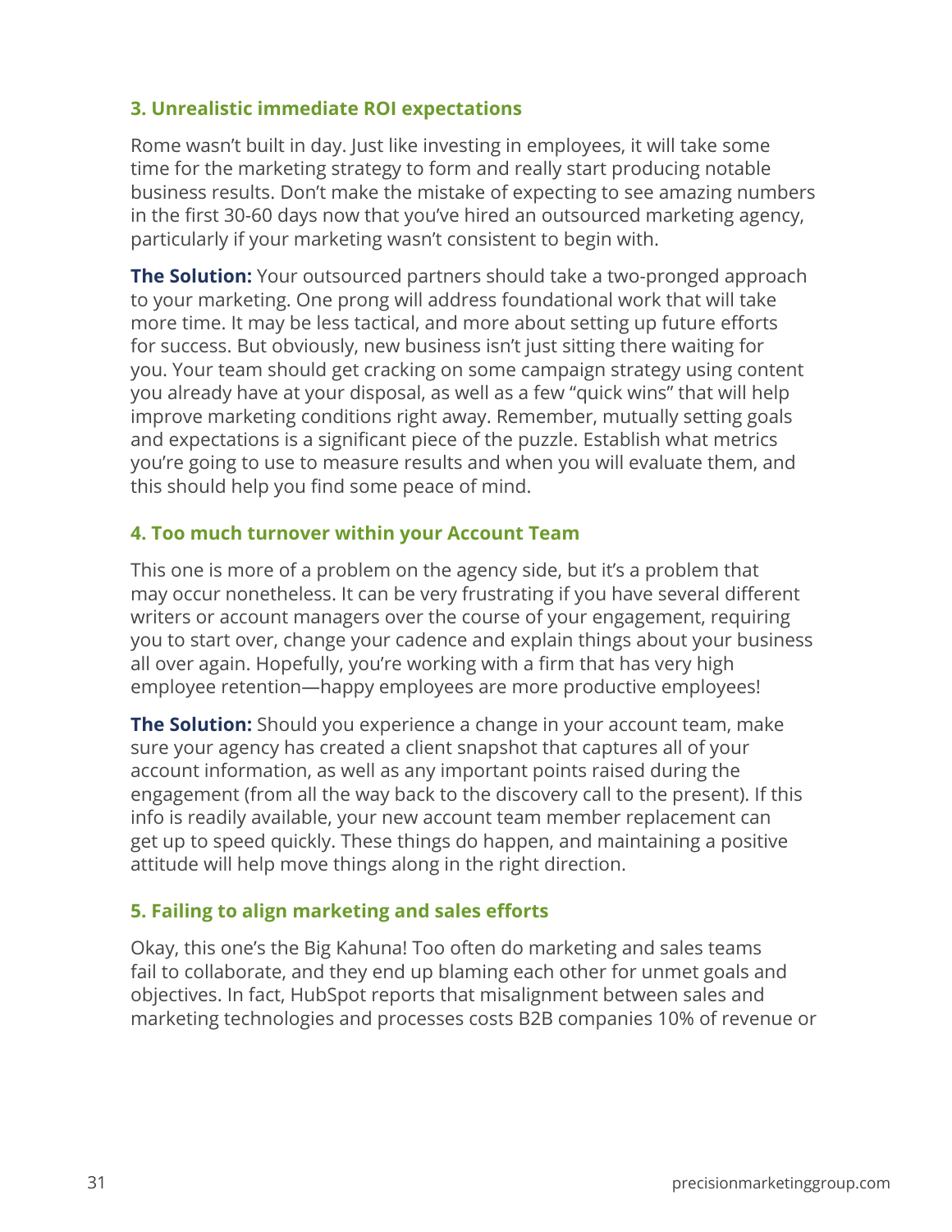### 3. Unrealistic immediate ROI expectations

Rome wasn't built in day. Just like investing in employees, it will take some time for the marketing strategy to form and really start producing notable business results. Don't make the mistake of expecting to see amazing numbers in the first 30-60 days now that you've hired an outsourced marketing agency, particularly if your marketing wasn't consistent to begin with.

**The Solution:** Your outsourced partners should take a two-pronged approach to your marketing. One prong will address foundational work that will take more time. It may be less tactical, and more about setting up future efforts for success. But obviously, new business isn't just sitting there waiting for you. Your team should get cracking on some campaign strategy using content you already have at your disposal, as well as a few "quick wins" that will help improve marketing conditions right away. Remember, mutually setting goals and expectations is a significant piece of the puzzle. Establish what metrics you're going to use to measure results and when you will evaluate them, and this should help you find some peace of mind.

### 4. Too much turnover within your Account Team

This one is more of a problem on the agency side, but it's a problem that may occur nonetheless. It can be very frustrating if you have several different writers or account managers over the course of your engagement, requiring you to start over, change your cadence and explain things about your business all over again. Hopefully, you're working with a firm that has very high employee retention—happy employees are more productive employees!

**The Solution:** Should you experience a change in your account team, make sure your agency has created a client snapshot that captures all of your account information, as well as any important points raised during the engagement (from all the way back to the discovery call to the present). If this info is readily available, your new account team member replacement can get up to speed quickly. These things do happen, and maintaining a positive attitude will help move things along in the right direction.

### 5. Failing to align marketing and sales efforts

Okay, this one's the Big Kahuna! Too often do marketing and sales teams fail to collaborate, and they end up blaming each other for unmet goals and objectives. In fact, HubSpot reports that misalignment between sales and marketing technologies and processes costs B2B companies 10% of revenue or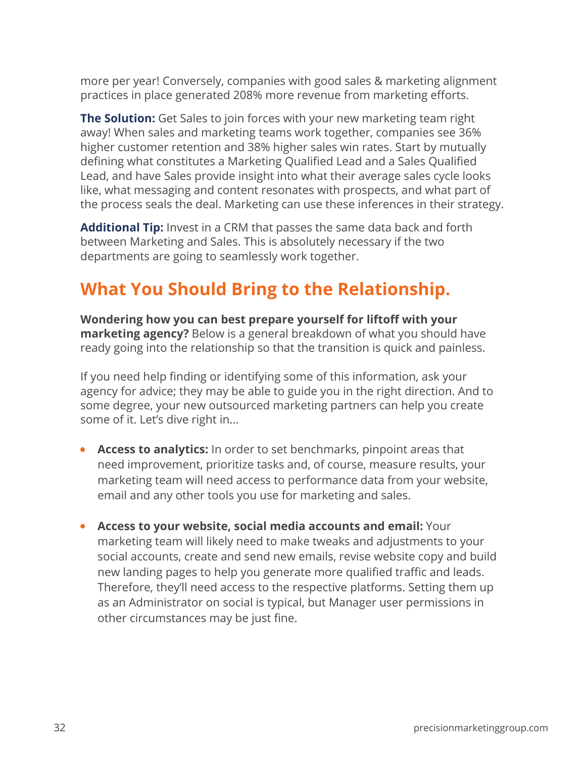more per year! Conversely, companies with good sales & marketing alignment practices in place generated 208% more revenue from marketing efforts.

**The Solution:** Get Sales to join forces with your new marketing team right away! When sales and marketing teams work together, companies see 36% higher customer retention and 38% higher sales win rates. Start by mutually defining what constitutes a Marketing Qualified Lead and a Sales Qualified Lead, and have Sales provide insight into what their average sales cycle looks like, what messaging and content resonates with prospects, and what part of the process seals the deal. Marketing can use these inferences in their strategy.

**Additional Tip:** Invest in a CRM that passes the same data back and forth between Marketing and Sales. This is absolutely necessary if the two departments are going to seamlessly work together.

## What You Should Bring to the Relationship.

**Wondering how you can best prepare yourself for liftoff with your marketing agency?** Below is a general breakdown of what you should have ready going into the relationship so that the transition is quick and painless.

If you need help finding or identifying some of this information, ask your agency for advice; they may be able to guide you in the right direction. And to some degree, your new outsourced marketing partners can help you create some of it. Let's dive right in...

- **Access to analytics:** In order to set benchmarks, pinpoint areas that need improvement, prioritize tasks and, of course, measure results, your marketing team will need access to performance data from your website, email and any other tools you use for marketing and sales.

- **Access to your website, social media accounts and email:** Your marketing team will likely need to make tweaks and adjustments to your social accounts, create and send new emails, revise website copy and build new landing pages to help you generate more qualified traffic and leads. Therefore, they'll need access to the respective platforms. Setting them up as an Administrator on social is typical, but Manager user permissions in other circumstances may be just fine.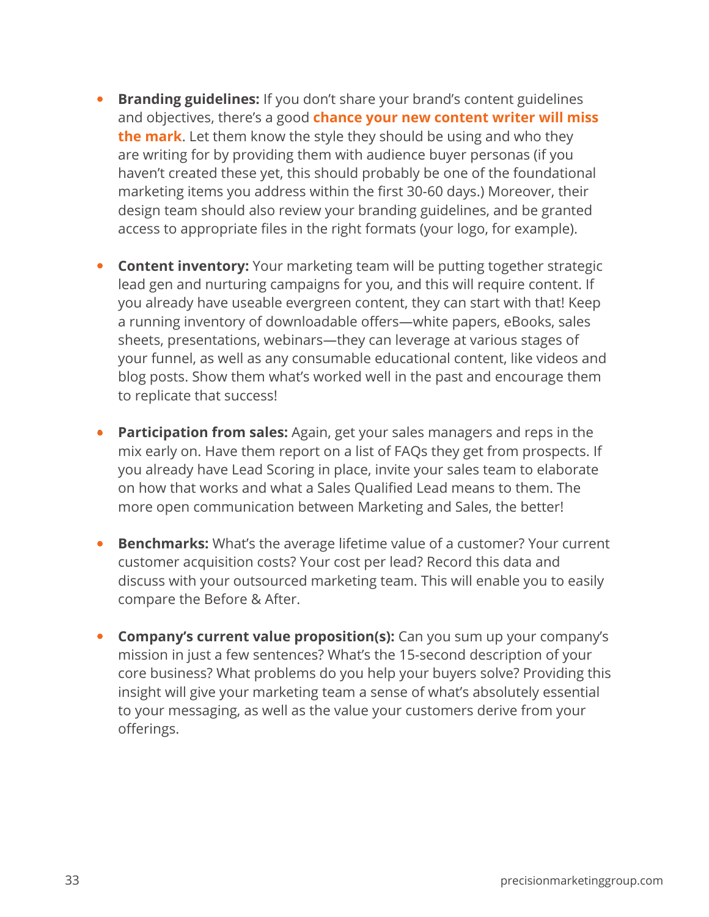- **Branding guidelines:** If you don't share your brand's content guidelines and objectives, there's a good **chance your new content writer will miss the mark**. Let them know the style they should be using and who they are writing for by providing them with audience buyer personas (if you haven't created these yet, this should probably be one of the foundational marketing items you address within the first 30-60 days.) Moreover, their design team should also review your branding guidelines, and be granted access to appropriate files in the right formats (your logo, for example).

- **Content inventory:** Your marketing team will be putting together strategic lead gen and nurturing campaigns for you, and this will require content. If you already have useable evergreen content, they can start with that! Keep a running inventory of downloadable offers—white papers, eBooks, sales sheets, presentations, webinars—they can leverage at various stages of your funnel, as well as any consumable educational content, like videos and blog posts. Show them what's worked well in the past and encourage them to replicate that success!

- **Participation from sales:** Again, get your sales managers and reps in the mix early on. Have them report on a list of FAQs they get from prospects. If you already have Lead Scoring in place, invite your sales team to elaborate on how that works and what a Sales Qualified Lead means to them. The more open communication between Marketing and Sales, the better!

- **Benchmarks:** What's the average lifetime value of a customer? Your current customer acquisition costs? Your cost per lead? Record this data and discuss with your outsourced marketing team. This will enable you to easily compare the Before & After.

- **Company's current value proposition(s):** Can you sum up your company's mission in just a few sentences? What's the 15-second description of your core business? What problems do you help your buyers solve? Providing this insight will give your marketing team a sense of what's absolutely essential to your messaging, as well as the value your customers derive from your offerings.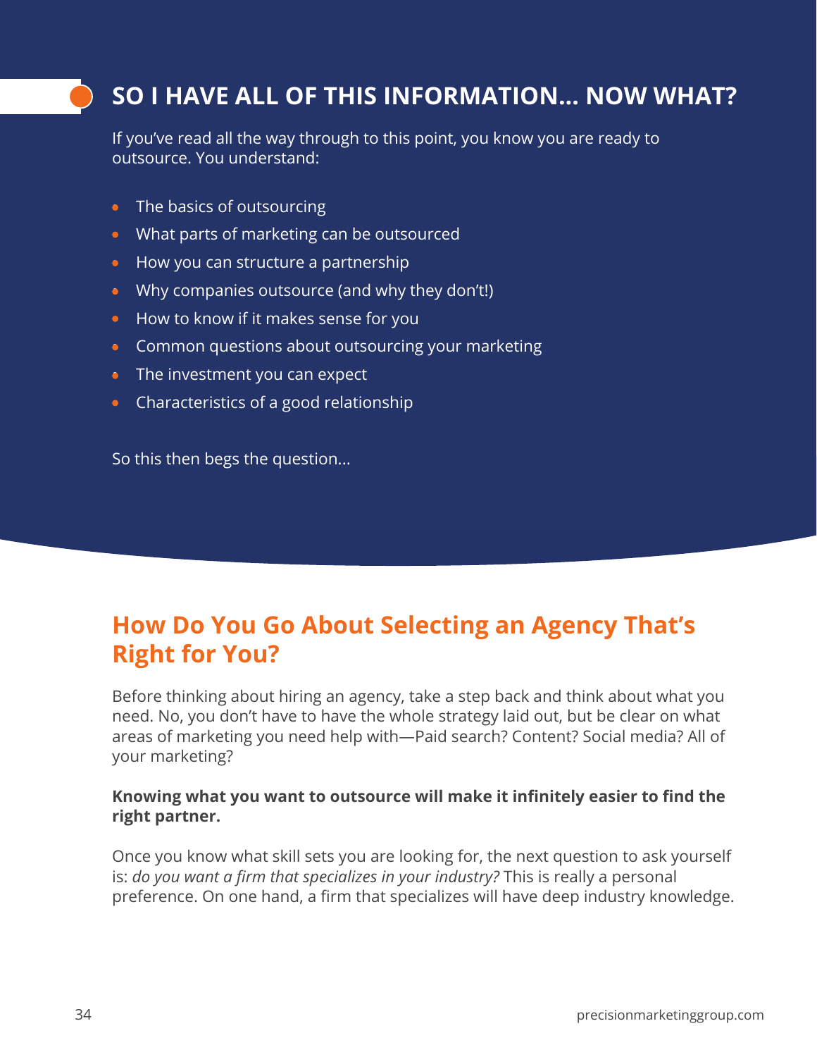## SO I HAVE ALL OF THIS INFORMATION... NOW WHAT?

If you've read all the way through to this point, you know you are ready to outsource. You understand:

- The basics of outsourcing
- What parts of marketing can be outsourced
- How you can structure a partnership
- Why companies outsource (and why they don't!)
- How to know if it makes sense for you
- Common questions about outsourcing your marketing
- The investment you can expect
- Characteristics of a good relationship

So this then begs the question...

## How Do You Go About Selecting an Agency That's Right for You?

Before thinking about hiring an agency, take a step back and think about what you need. No, you don't have to have the whole strategy laid out, but be clear on what areas of marketing you need help with—Paid search? Content? Social media? All of your marketing?

**Knowing what you want to outsource will make it infinitely easier to find the right partner.**

Once you know what skill sets you are looking for, the next question to ask yourself is: *do you want a firm that specializes in your industry?* This is really a personal preference. On one hand, a firm that specializes will have deep industry knowledge.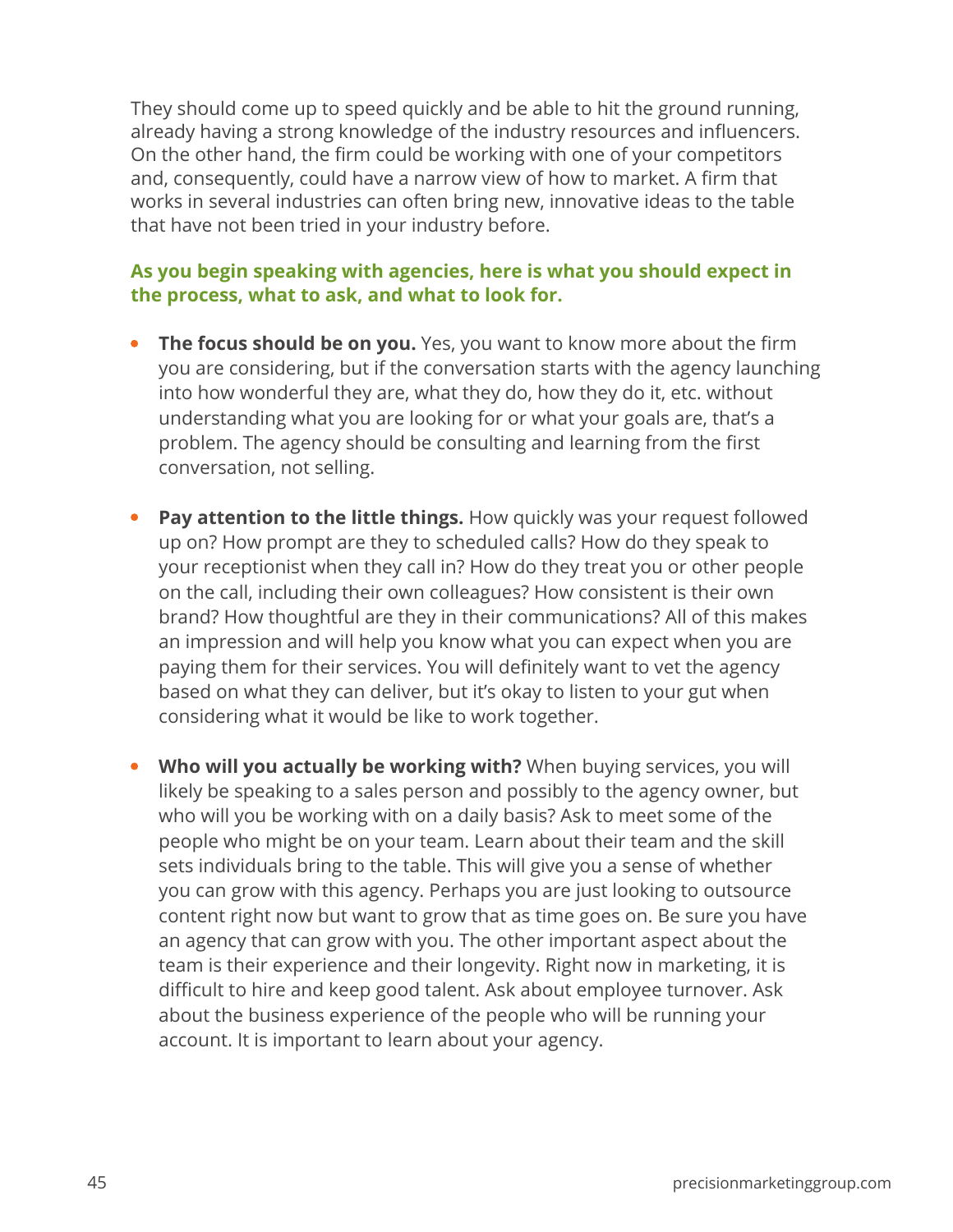They should come up to speed quickly and be able to hit the ground running, already having a strong knowledge of the industry resources and influencers. On the other hand, the firm could be working with one of your competitors and, consequently, could have a narrow view of how to market. A firm that works in several industries can often bring new, innovative ideas to the table that have not been tried in your industry before.

**As you begin speaking with agencies, here is what you should expect in the process, what to ask, and what to look for.**

- **The focus should be on you.** Yes, you want to know more about the firm you are considering, but if the conversation starts with the agency launching into how wonderful they are, what they do, how they do it, etc. without understanding what you are looking for or what your goals are, that's a problem. The agency should be consulting and learning from the first conversation, not selling.

- **Pay attention to the little things.** How quickly was your request followed up on? How prompt are they to scheduled calls? How do they speak to your receptionist when they call in? How do they treat you or other people on the call, including their own colleagues? How consistent is their own brand? How thoughtful are they in their communications? All of this makes an impression and will help you know what you can expect when you are paying them for their services. You will definitely want to vet the agency based on what they can deliver, but it's okay to listen to your gut when considering what it would be like to work together.

- **Who will you actually be working with?** When buying services, you will likely be speaking to a sales person and possibly to the agency owner, but who will you be working with on a daily basis? Ask to meet some of the people who might be on your team. Learn about their team and the skill sets individuals bring to the table. This will give you a sense of whether you can grow with this agency. Perhaps you are just looking to outsource content right now but want to grow that as time goes on. Be sure you have an agency that can grow with you. The other important aspect about the team is their experience and their longevity. Right now in marketing, it is difficult to hire and keep good talent. Ask about employee turnover. Ask about the business experience of the people who will be running your account. It is important to learn about your agency.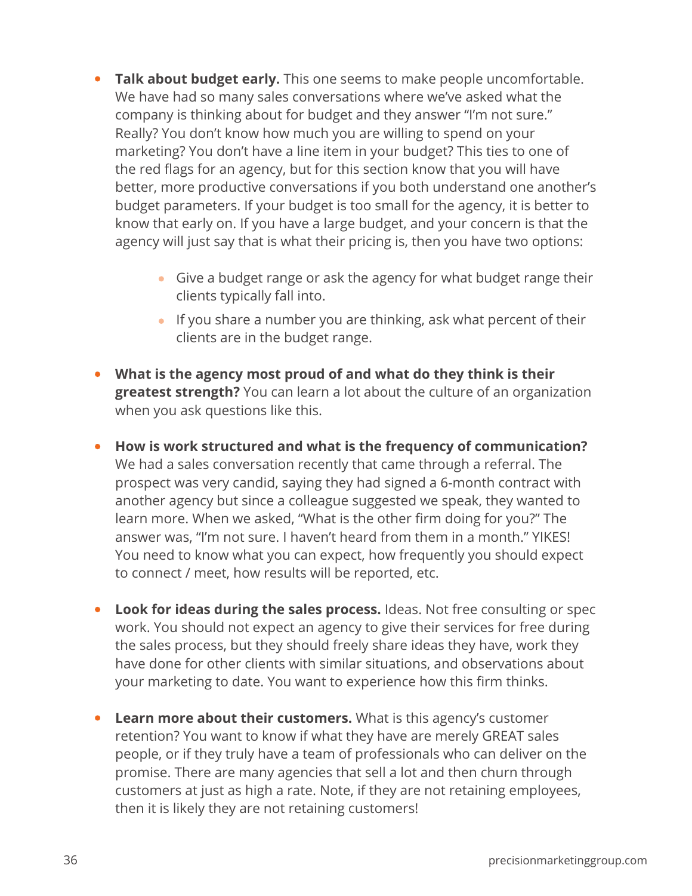- **Talk about budget early.** This one seems to make people uncomfortable. We have had so many sales conversations where we've asked what the company is thinking about for budget and they answer "I'm not sure." Really? You don't know how much you are willing to spend on your marketing? You don't have a line item in your budget? This ties to one of the red flags for an agency, but for this section know that you will have better, more productive conversations if you both understand one another's budget parameters. If your budget is too small for the agency, it is better to know that early on. If you have a large budget, and your concern is that the agency will just say that is what their pricing is, then you have two options:
    - Give a budget range or ask the agency for what budget range their clients typically fall into.
    - If you share a number you are thinking, ask what percent of their clients are in the budget range.

- **What is the agency most proud of and what do they think is their greatest strength?** You can learn a lot about the culture of an organization when you ask questions like this.

- **How is work structured and what is the frequency of communication?** We had a sales conversation recently that came through a referral. The prospect was very candid, saying they had signed a 6-month contract with another agency but since a colleague suggested we speak, they wanted to learn more. When we asked, "What is the other firm doing for you?" The answer was, "I'm not sure. I haven't heard from them in a month." YIKES! You need to know what you can expect, how frequently you should expect to connect / meet, how results will be reported, etc.

- **Look for ideas during the sales process.** Ideas. Not free consulting or spec work. You should not expect an agency to give their services for free during the sales process, but they should freely share ideas they have, work they have done for other clients with similar situations, and observations about your marketing to date. You want to experience how this firm thinks.

- **Learn more about their customers.** What is this agency's customer retention? You want to know if what they have are merely GREAT sales people, or if they truly have a team of professionals who can deliver on the promise. There are many agencies that sell a lot and then churn through customers at just as high a rate. Note, if they are not retaining employees, then it is likely they are not retaining customers!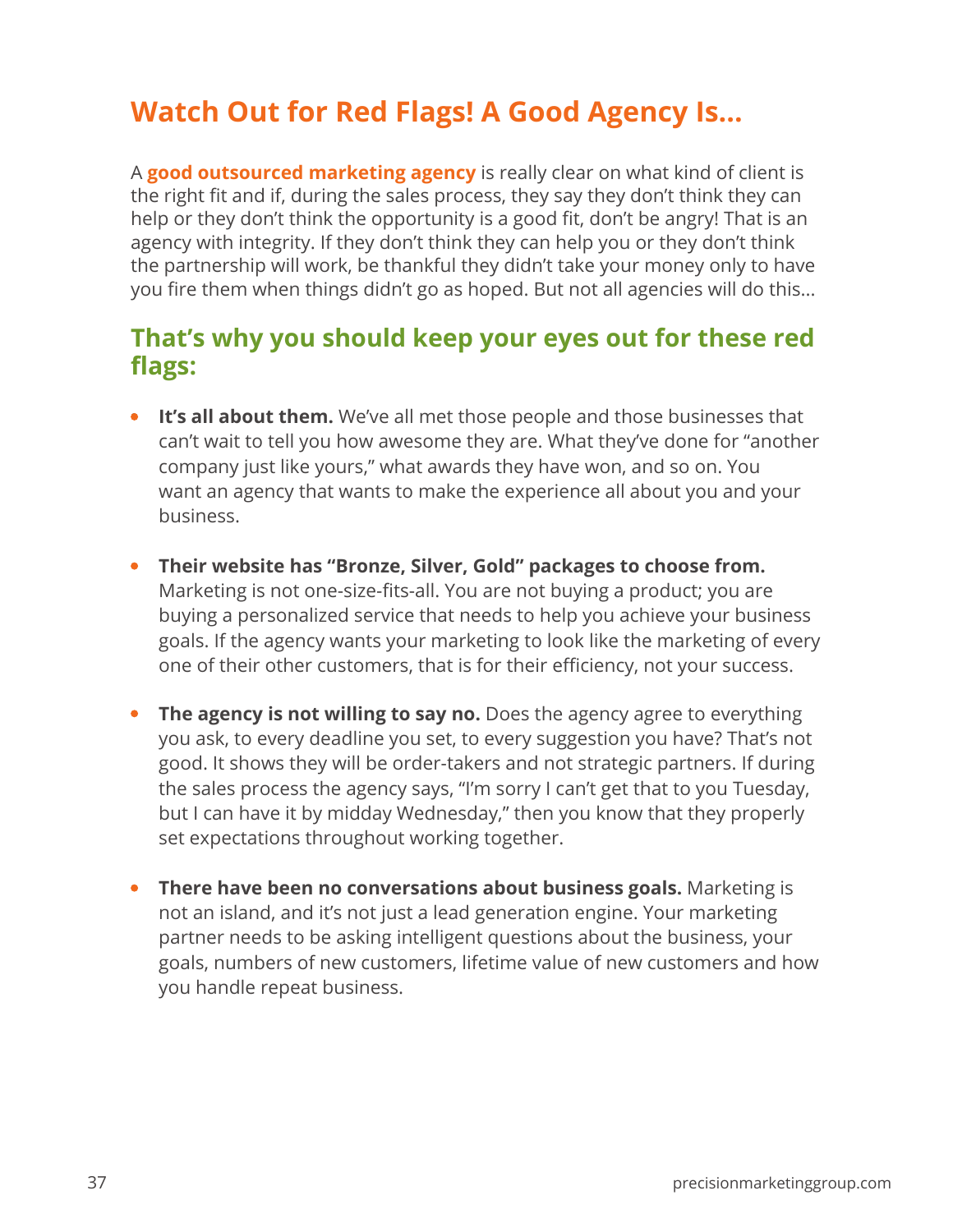# Watch Out for Red Flags! A Good Agency Is…

A **good outsourced marketing agency** is really clear on what kind of client is the right fit and if, during the sales process, they say they don't think they can help or they don't think the opportunity is a good fit, don't be angry! That is an agency with integrity. If they don't think they can help you or they don't think the partnership will work, be thankful they didn't take your money only to have you fire them when things didn't go as hoped. But not all agencies will do this…

## That's why you should keep your eyes out for these red flags:

- **It's all about them.** We've all met those people and those businesses that can't wait to tell you how awesome they are. What they've done for "another company just like yours," what awards they have won, and so on. You want an agency that wants to make the experience all about you and your business.

- **Their website has "Bronze, Silver, Gold" packages to choose from.** Marketing is not one-size-fits-all. You are not buying a product; you are buying a personalized service that needs to help you achieve your business goals. If the agency wants your marketing to look like the marketing of every one of their other customers, that is for their efficiency, not your success.

- **The agency is not willing to say no.** Does the agency agree to everything you ask, to every deadline you set, to every suggestion you have? That's not good. It shows they will be order-takers and not strategic partners. If during the sales process the agency says, "I'm sorry I can't get that to you Tuesday, but I can have it by midday Wednesday," then you know that they properly set expectations throughout working together.

- **There have been no conversations about business goals.** Marketing is not an island, and it's not just a lead generation engine. Your marketing partner needs to be asking intelligent questions about the business, your goals, numbers of new customers, lifetime value of new customers and how you handle repeat business.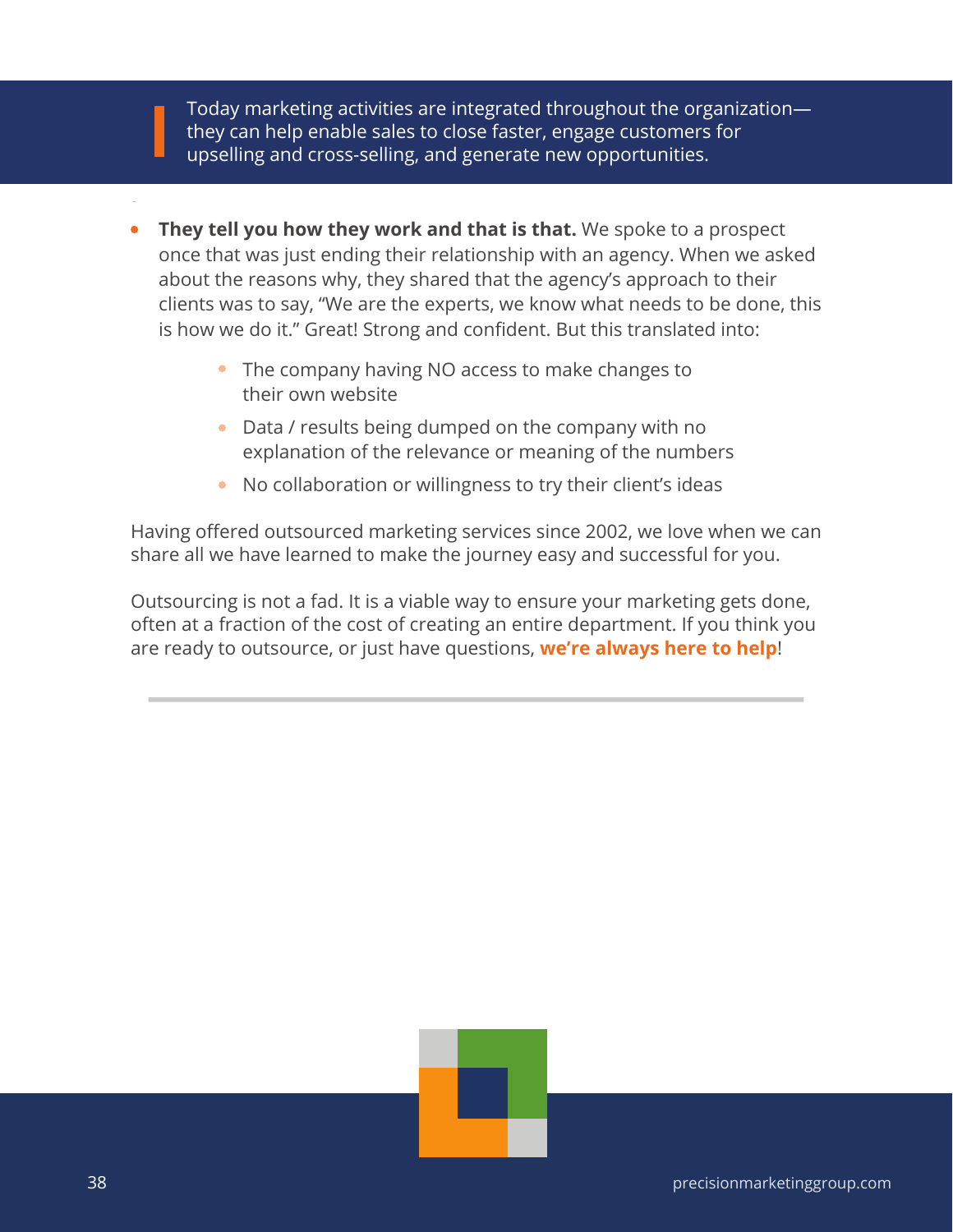> Today marketing activities are integrated throughout the organization—they can help enable sales to close faster, engage customers for upselling and cross-selling, and generate new opportunities.

- **They tell you how they work and that is that.** We spoke to a prospect once that was just ending their relationship with an agency. When we asked about the reasons why, they shared that the agency's approach to their clients was to say, "We are the experts, we know what needs to be done, this is how we do it." Great! Strong and confident. But this translated into:
    - The company having NO access to make changes to their own website
    - Data / results being dumped on the company with no explanation of the relevance or meaning of the numbers
    - No collaboration or willingness to try their client's ideas

Having offered outsourced marketing services since 2002, we love when we can share all we have learned to make the journey easy and successful for you.

Outsourcing is not a fad. It is a viable way to ensure your marketing gets done, often at a fraction of the cost of creating an entire department. If you think you are ready to outsource, or just have questions, **we're always here to help**!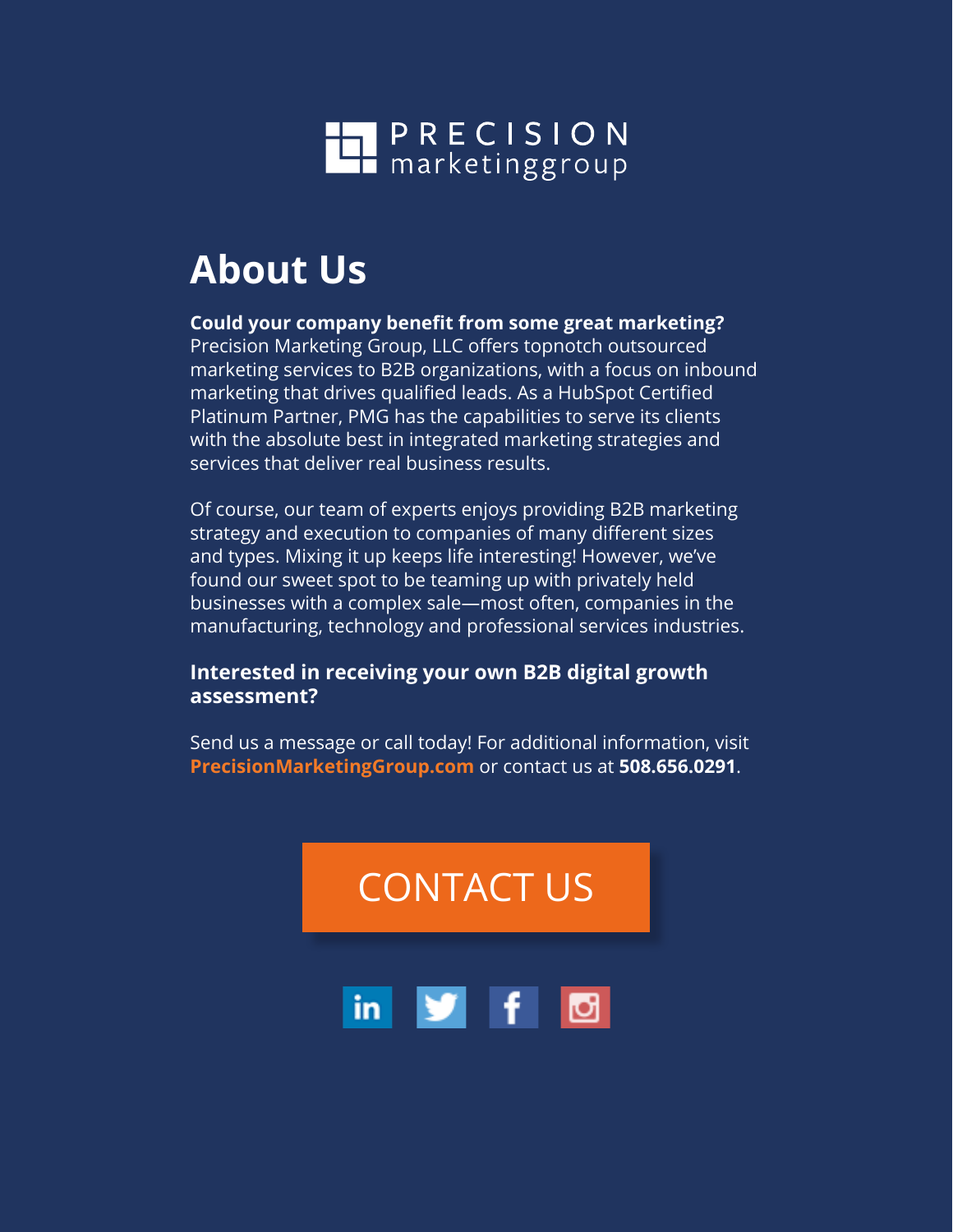PRECISION marketinggroup

# About Us

**Could your company benefit from some great marketing?**
Precision Marketing Group, LLC offers topnotch outsourced marketing services to B2B organizations, with a focus on inbound marketing that drives qualified leads. As a HubSpot Certified Platinum Partner, PMG has the capabilities to serve its clients with the absolute best in integrated marketing strategies and services that deliver real business results.

Of course, our team of experts enjoys providing B2B marketing strategy and execution to companies of many different sizes and types. Mixing it up keeps life interesting! However, we've found our sweet spot to be teaming up with privately held businesses with a complex sale—most often, companies in the manufacturing, technology and professional services industries.

**Interested in receiving your own B2B digital growth assessment?**

Send us a message or call today! For additional information, visit **PrecisionMarketingGroup.com** or contact us at **508.656.0291**.

CONTACT US